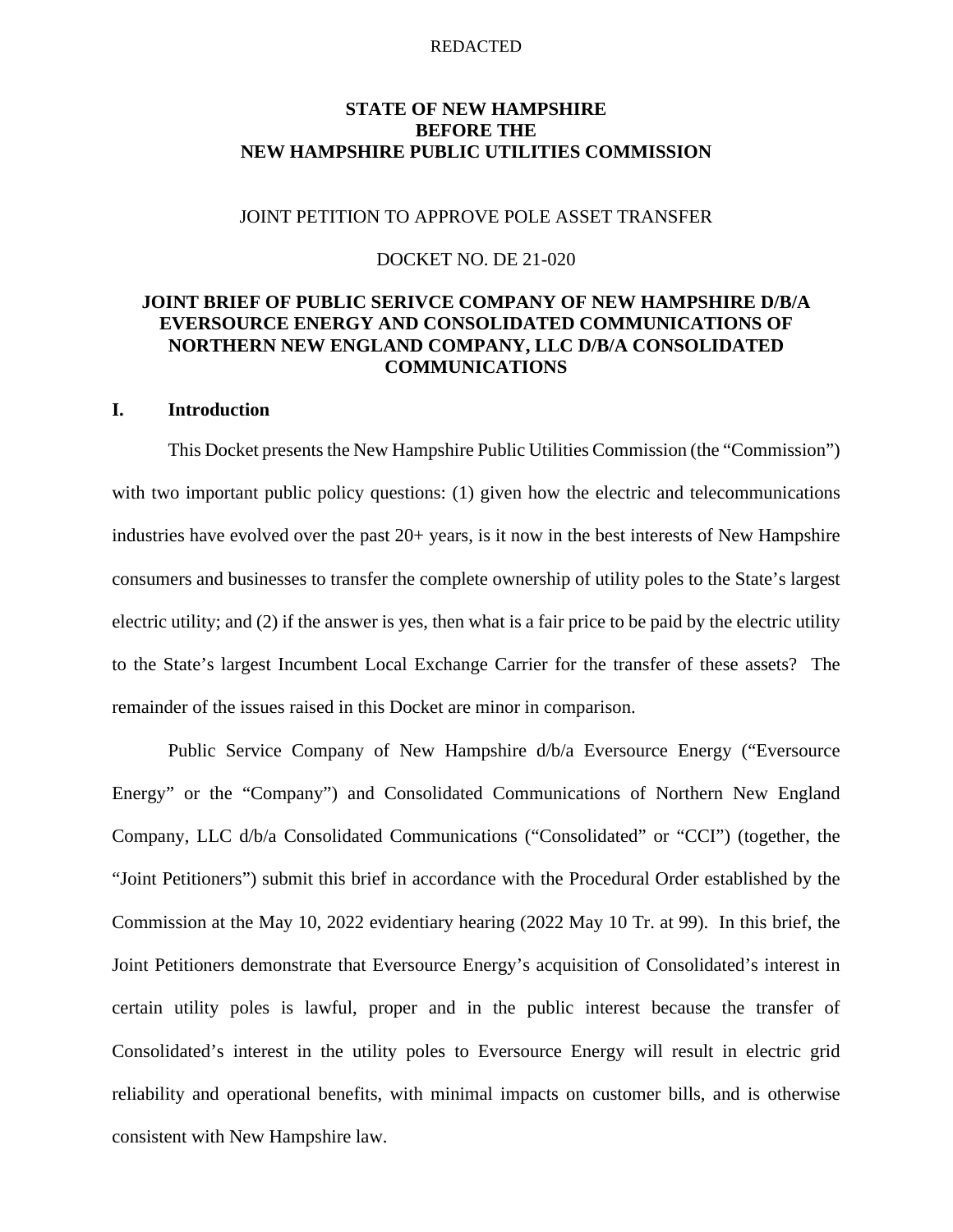REDACTED

**STATE OF NEW HAMPSHIRE**
**BEFORE THE**
**NEW HAMPSHIRE PUBLIC UTILITIES COMMISSION**

JOINT PETITION TO APPROVE POLE ASSET TRANSFER

DOCKET NO. DE 21-020

**JOINT BRIEF OF PUBLIC SERIVCE COMPANY OF NEW HAMPSHIRE D/B/A EVERSOURCE ENERGY AND CONSOLIDATED COMMUNICATIONS OF NORTHERN NEW ENGLAND COMPANY, LLC D/B/A CONSOLIDATED COMMUNICATIONS**

## I. Introduction

This Docket presents the New Hampshire Public Utilities Commission (the "Commission") with two important public policy questions: (1) given how the electric and telecommunications industries have evolved over the past 20+ years, is it now in the best interests of New Hampshire consumers and businesses to transfer the complete ownership of utility poles to the State's largest electric utility; and (2) if the answer is yes, then what is a fair price to be paid by the electric utility to the State's largest Incumbent Local Exchange Carrier for the transfer of these assets? The remainder of the issues raised in this Docket are minor in comparison.

Public Service Company of New Hampshire d/b/a Eversource Energy ("Eversource Energy" or the "Company") and Consolidated Communications of Northern New England Company, LLC d/b/a Consolidated Communications ("Consolidated" or "CCI") (together, the "Joint Petitioners") submit this brief in accordance with the Procedural Order established by the Commission at the May 10, 2022 evidentiary hearing (2022 May 10 Tr. at 99). In this brief, the Joint Petitioners demonstrate that Eversource Energy's acquisition of Consolidated's interest in certain utility poles is lawful, proper and in the public interest because the transfer of Consolidated's interest in the utility poles to Eversource Energy will result in electric grid reliability and operational benefits, with minimal impacts on customer bills, and is otherwise consistent with New Hampshire law.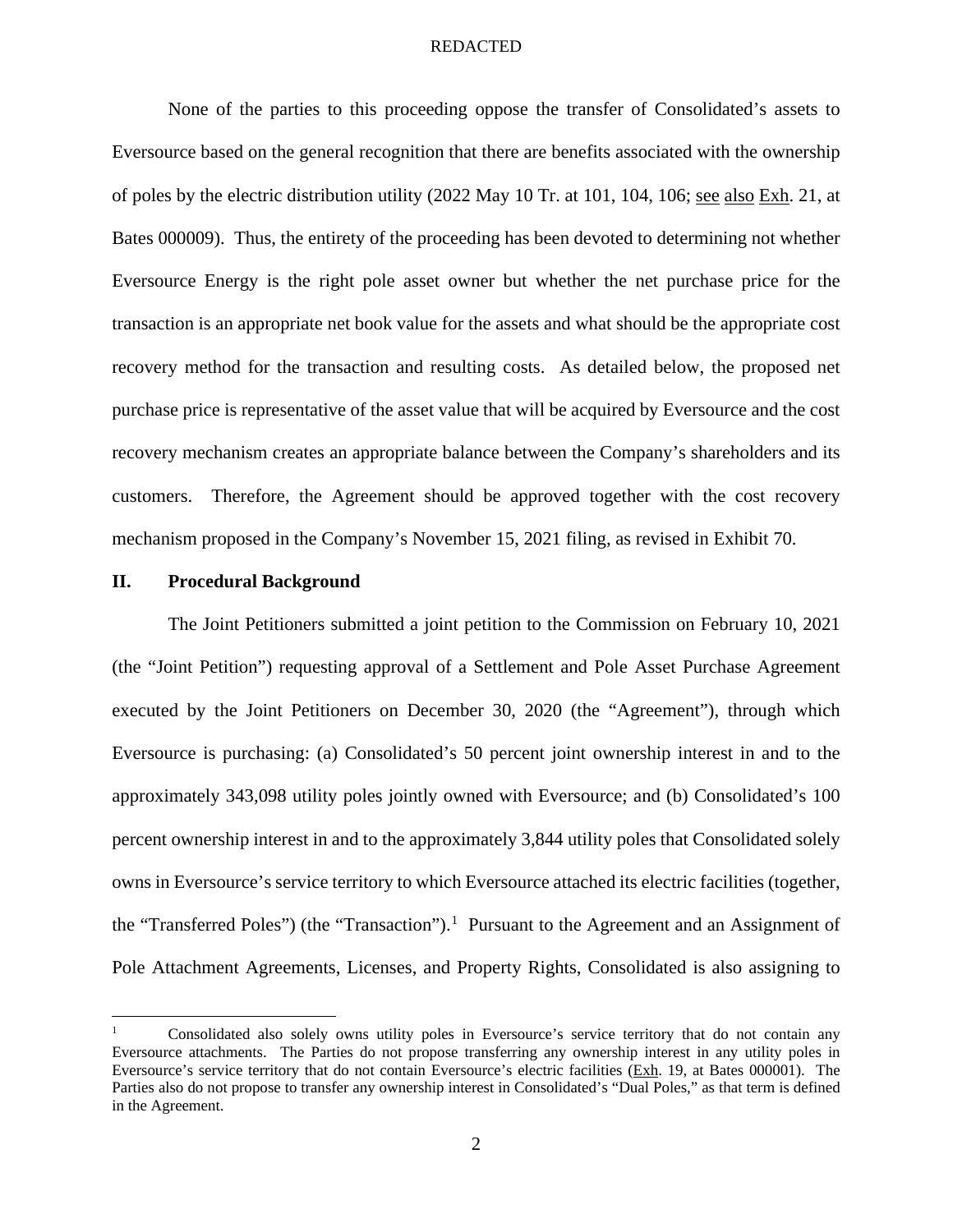None of the parties to this proceeding oppose the transfer of Consolidated's assets to Eversource based on the general recognition that there are benefits associated with the ownership of poles by the electric distribution utility (2022 May 10 Tr. at 101, 104, 106; see also Exh. 21, at Bates 000009). Thus, the entirety of the proceeding has been devoted to determining not whether Eversource Energy is the right pole asset owner but whether the net purchase price for the transaction is an appropriate net book value for the assets and what should be the appropriate cost recovery method for the transaction and resulting costs. As detailed below, the proposed net purchase price is representative of the asset value that will be acquired by Eversource and the cost recovery mechanism creates an appropriate balance between the Company's shareholders and its customers. Therefore, the Agreement should be approved together with the cost recovery mechanism proposed in the Company's November 15, 2021 filing, as revised in Exhibit 70.

## II. Procedural Background

The Joint Petitioners submitted a joint petition to the Commission on February 10, 2021 (the "Joint Petition") requesting approval of a Settlement and Pole Asset Purchase Agreement executed by the Joint Petitioners on December 30, 2020 (the "Agreement"), through which Eversource is purchasing: (a) Consolidated's 50 percent joint ownership interest in and to the approximately 343,098 utility poles jointly owned with Eversource; and (b) Consolidated's 100 percent ownership interest in and to the approximately 3,844 utility poles that Consolidated solely owns in Eversource's service territory to which Eversource attached its electric facilities (together, the "Transferred Poles") (the "Transaction").[1] Pursuant to the Agreement and an Assignment of Pole Attachment Agreements, Licenses, and Property Rights, Consolidated is also assigning to

---

[1] Consolidated also solely owns utility poles in Eversource's service territory that do not contain any Eversource attachments. The Parties do not propose transferring any ownership interest in any utility poles in Eversource's service territory that do not contain Eversource's electric facilities (Exh. 19, at Bates 000001). The Parties also do not propose to transfer any ownership interest in Consolidated's "Dual Poles," as that term is defined in the Agreement.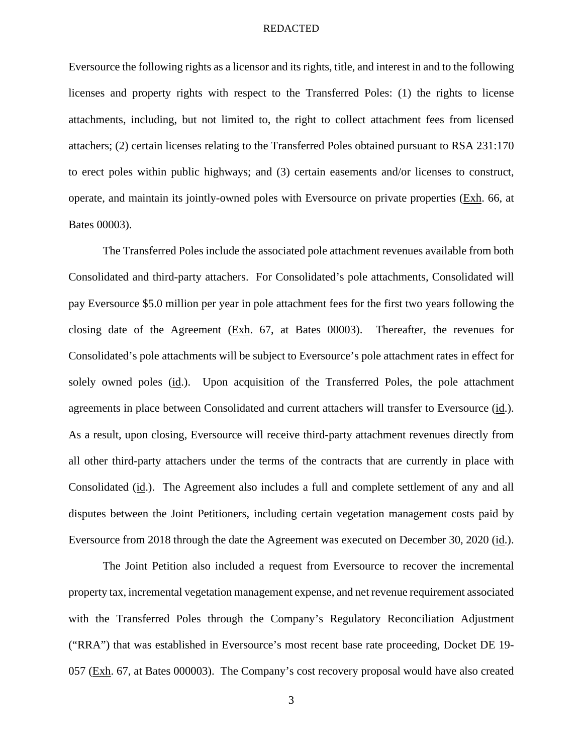Eversource the following rights as a licensor and its rights, title, and interest in and to the following licenses and property rights with respect to the Transferred Poles: (1) the rights to license attachments, including, but not limited to, the right to collect attachment fees from licensed attachers; (2) certain licenses relating to the Transferred Poles obtained pursuant to RSA 231:170 to erect poles within public highways; and (3) certain easements and/or licenses to construct, operate, and maintain its jointly-owned poles with Eversource on private properties (Exh. 66, at Bates 00003).

The Transferred Poles include the associated pole attachment revenues available from both Consolidated and third-party attachers. For Consolidated's pole attachments, Consolidated will pay Eversource $5.0 million per year in pole attachment fees for the first two years following the closing date of the Agreement (Exh. 67, at Bates 00003). Thereafter, the revenues for Consolidated's pole attachments will be subject to Eversource's pole attachment rates in effect for solely owned poles (id.). Upon acquisition of the Transferred Poles, the pole attachment agreements in place between Consolidated and current attachers will transfer to Eversource (id.). As a result, upon closing, Eversource will receive third-party attachment revenues directly from all other third-party attachers under the terms of the contracts that are currently in place with Consolidated (id.). The Agreement also includes a full and complete settlement of any and all disputes between the Joint Petitioners, including certain vegetation management costs paid by Eversource from 2018 through the date the Agreement was executed on December 30, 2020 (id.).

The Joint Petition also included a request from Eversource to recover the incremental property tax, incremental vegetation management expense, and net revenue requirement associated with the Transferred Poles through the Company's Regulatory Reconciliation Adjustment ("RRA") that was established in Eversource's most recent base rate proceeding, Docket DE 19-057 (Exh. 67, at Bates 000003). The Company's cost recovery proposal would have also created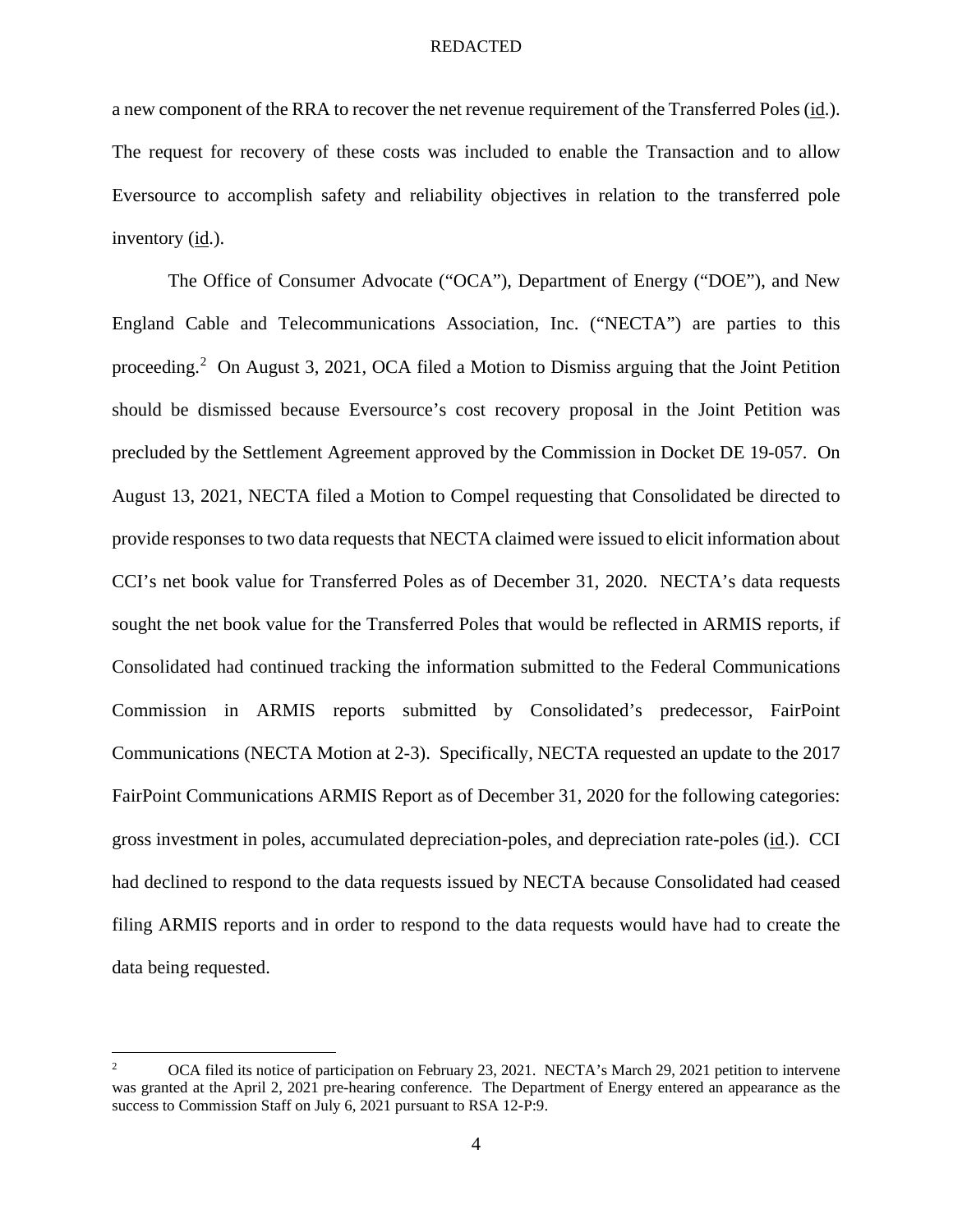a new component of the RRA to recover the net revenue requirement of the Transferred Poles (id.). The request for recovery of these costs was included to enable the Transaction and to allow Eversource to accomplish safety and reliability objectives in relation to the transferred pole inventory (id.).

The Office of Consumer Advocate ("OCA"), Department of Energy ("DOE"), and New England Cable and Telecommunications Association, Inc. ("NECTA") are parties to this proceeding.[2] On August 3, 2021, OCA filed a Motion to Dismiss arguing that the Joint Petition should be dismissed because Eversource's cost recovery proposal in the Joint Petition was precluded by the Settlement Agreement approved by the Commission in Docket DE 19-057. On August 13, 2021, NECTA filed a Motion to Compel requesting that Consolidated be directed to provide responses to two data requests that NECTA claimed were issued to elicit information about CCI's net book value for Transferred Poles as of December 31, 2020. NECTA's data requests sought the net book value for the Transferred Poles that would be reflected in ARMIS reports, if Consolidated had continued tracking the information submitted to the Federal Communications Commission in ARMIS reports submitted by Consolidated's predecessor, FairPoint Communications (NECTA Motion at 2-3). Specifically, NECTA requested an update to the 2017 FairPoint Communications ARMIS Report as of December 31, 2020 for the following categories: gross investment in poles, accumulated depreciation-poles, and depreciation rate-poles (id.). CCI had declined to respond to the data requests issued by NECTA because Consolidated had ceased filing ARMIS reports and in order to respond to the data requests would have had to create the data being requested.

[2] OCA filed its notice of participation on February 23, 2021. NECTA's March 29, 2021 petition to intervene was granted at the April 2, 2021 pre-hearing conference. The Department of Energy entered an appearance as the success to Commission Staff on July 6, 2021 pursuant to RSA 12-P:9.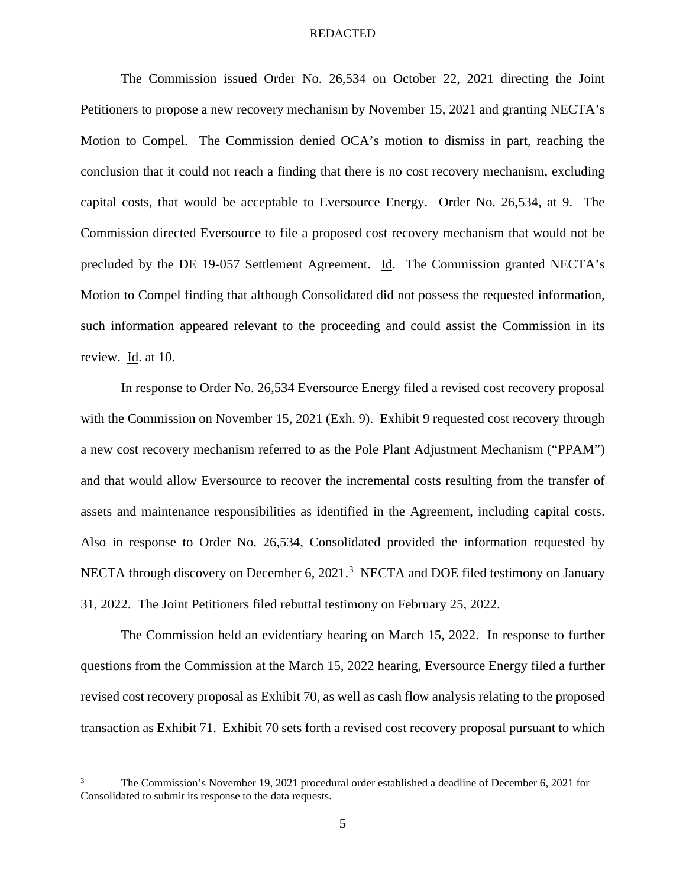REDACTED

The Commission issued Order No. 26,534 on October 22, 2021 directing the Joint Petitioners to propose a new recovery mechanism by November 15, 2021 and granting NECTA's Motion to Compel. The Commission denied OCA's motion to dismiss in part, reaching the conclusion that it could not reach a finding that there is no cost recovery mechanism, excluding capital costs, that would be acceptable to Eversource Energy. Order No. 26,534, at 9. The Commission directed Eversource to file a proposed cost recovery mechanism that would not be precluded by the DE 19-057 Settlement Agreement. Id. The Commission granted NECTA's Motion to Compel finding that although Consolidated did not possess the requested information, such information appeared relevant to the proceeding and could assist the Commission in its review. Id. at 10.

In response to Order No. 26,534 Eversource Energy filed a revised cost recovery proposal with the Commission on November 15, 2021 (Exh. 9). Exhibit 9 requested cost recovery through a new cost recovery mechanism referred to as the Pole Plant Adjustment Mechanism ("PPAM") and that would allow Eversource to recover the incremental costs resulting from the transfer of assets and maintenance responsibilities as identified in the Agreement, including capital costs. Also in response to Order No. 26,534, Consolidated provided the information requested by NECTA through discovery on December 6, 2021.[3] NECTA and DOE filed testimony on January 31, 2022. The Joint Petitioners filed rebuttal testimony on February 25, 2022.

The Commission held an evidentiary hearing on March 15, 2022. In response to further questions from the Commission at the March 15, 2022 hearing, Eversource Energy filed a further revised cost recovery proposal as Exhibit 70, as well as cash flow analysis relating to the proposed transaction as Exhibit 71. Exhibit 70 sets forth a revised cost recovery proposal pursuant to which

[3] The Commission's November 19, 2021 procedural order established a deadline of December 6, 2021 for Consolidated to submit its response to the data requests.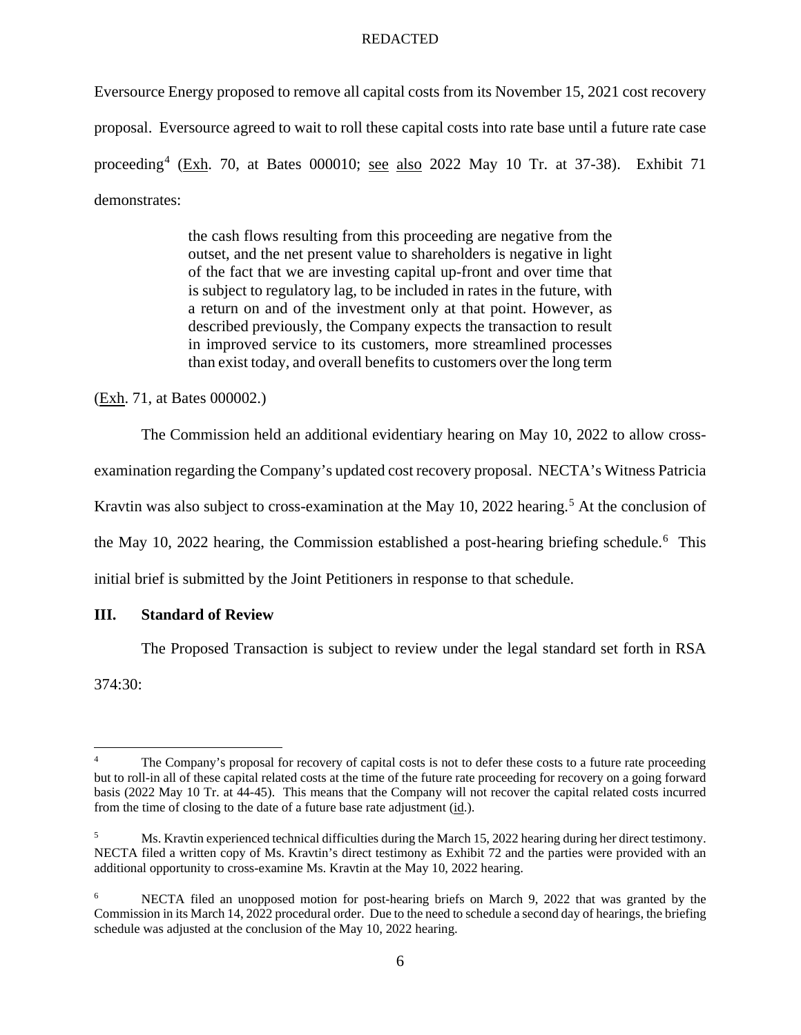Eversource Energy proposed to remove all capital costs from its November 15, 2021 cost recovery proposal. Eversource agreed to wait to roll these capital costs into rate base until a future rate case proceeding[4] (Exh. 70, at Bates 000010; see also 2022 May 10 Tr. at 37-38). Exhibit 71 demonstrates:

> the cash flows resulting from this proceeding are negative from the outset, and the net present value to shareholders is negative in light of the fact that we are investing capital up-front and over time that is subject to regulatory lag, to be included in rates in the future, with a return on and of the investment only at that point. However, as described previously, the Company expects the transaction to result in improved service to its customers, more streamlined processes than exist today, and overall benefits to customers over the long term

(Exh. 71, at Bates 000002.)

The Commission held an additional evidentiary hearing on May 10, 2022 to allow cross-examination regarding the Company's updated cost recovery proposal. NECTA's Witness Patricia Kravtin was also subject to cross-examination at the May 10, 2022 hearing.[5] At the conclusion of the May 10, 2022 hearing, the Commission established a post-hearing briefing schedule.[6] This initial brief is submitted by the Joint Petitioners in response to that schedule.

## III. Standard of Review

The Proposed Transaction is subject to review under the legal standard set forth in RSA 374:30:

---

[4] The Company's proposal for recovery of capital costs is not to defer these costs to a future rate proceeding but to roll-in all of these capital related costs at the time of the future rate proceeding for recovery on a going forward basis (2022 May 10 Tr. at 44-45). This means that the Company will not recover the capital related costs incurred from the time of closing to the date of a future base rate adjustment (id.).

[5] Ms. Kravtin experienced technical difficulties during the March 15, 2022 hearing during her direct testimony. NECTA filed a written copy of Ms. Kravtin's direct testimony as Exhibit 72 and the parties were provided with an additional opportunity to cross-examine Ms. Kravtin at the May 10, 2022 hearing.

[6] NECTA filed an unopposed motion for post-hearing briefs on March 9, 2022 that was granted by the Commission in its March 14, 2022 procedural order. Due to the need to schedule a second day of hearings, the briefing schedule was adjusted at the conclusion of the May 10, 2022 hearing.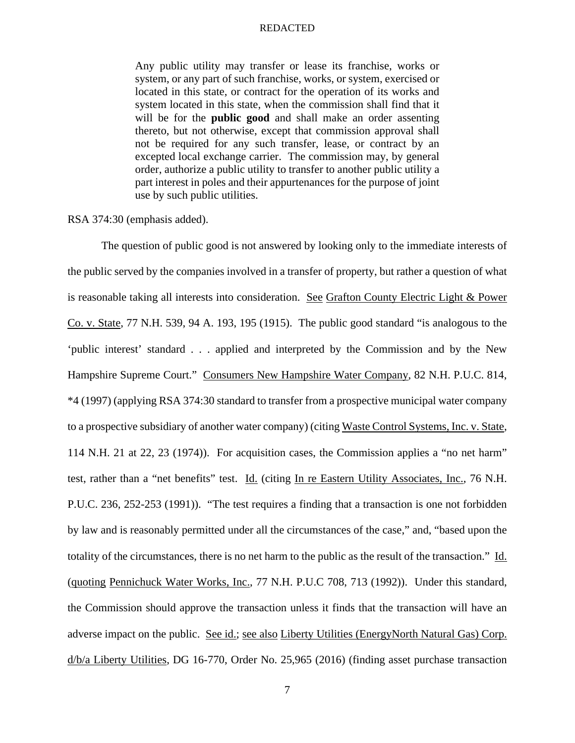> Any public utility may transfer or lease its franchise, works or system, or any part of such franchise, works, or system, exercised or located in this state, or contract for the operation of its works and system located in this state, when the commission shall find that it will be for the **public good** and shall make an order assenting thereto, but not otherwise, except that commission approval shall not be required for any such transfer, lease, or contract by an excepted local exchange carrier. The commission may, by general order, authorize a public utility to transfer to another public utility a part interest in poles and their appurtenances for the purpose of joint use by such public utilities.

RSA 374:30 (emphasis added).

The question of public good is not answered by looking only to the immediate interests of the public served by the companies involved in a transfer of property, but rather a question of what is reasonable taking all interests into consideration. See Grafton County Electric Light & Power Co. v. State, 77 N.H. 539, 94 A. 193, 195 (1915). The public good standard "is analogous to the 'public interest' standard . . . applied and interpreted by the Commission and by the New Hampshire Supreme Court." Consumers New Hampshire Water Company, 82 N.H. P.U.C. 814, *4 (1997) (applying RSA 374:30 standard to transfer from a prospective municipal water company to a prospective subsidiary of another water company) (citing Waste Control Systems, Inc. v. State, 114 N.H. 21 at 22, 23 (1974)). For acquisition cases, the Commission applies a "no net harm" test, rather than a "net benefits" test. Id. (citing In re Eastern Utility Associates, Inc., 76 N.H. P.U.C. 236, 252-253 (1991)). "The test requires a finding that a transaction is one not forbidden by law and is reasonably permitted under all the circumstances of the case," and, "based upon the totality of the circumstances, there is no net harm to the public as the result of the transaction." Id. (quoting Pennichuck Water Works, Inc., 77 N.H. P.U.C 708, 713 (1992)). Under this standard, the Commission should approve the transaction unless it finds that the transaction will have an adverse impact on the public. See id.; see also Liberty Utilities (EnergyNorth Natural Gas) Corp. d/b/a Liberty Utilities, DG 16-770, Order No. 25,965 (2016) (finding asset purchase transaction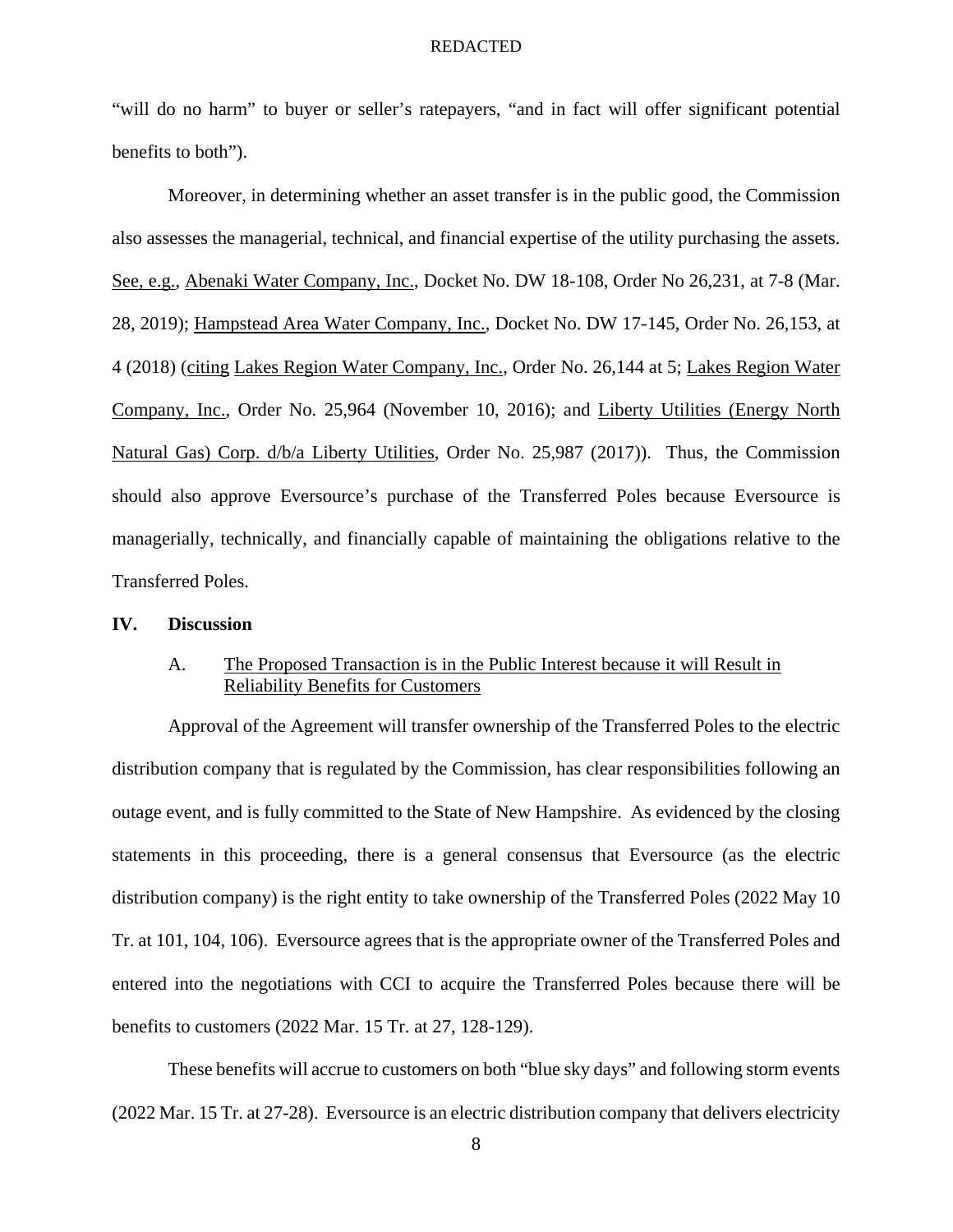"will do no harm" to buyer or seller's ratepayers, "and in fact will offer significant potential benefits to both").

Moreover, in determining whether an asset transfer is in the public good, the Commission also assesses the managerial, technical, and financial expertise of the utility purchasing the assets. See, e.g., Abenaki Water Company, Inc., Docket No. DW 18-108, Order No 26,231, at 7-8 (Mar. 28, 2019); Hampstead Area Water Company, Inc., Docket No. DW 17-145, Order No. 26,153, at 4 (2018) (citing Lakes Region Water Company, Inc., Order No. 26,144 at 5; Lakes Region Water Company, Inc., Order No. 25,964 (November 10, 2016); and Liberty Utilities (Energy North Natural Gas) Corp. d/b/a Liberty Utilities, Order No. 25,987 (2017)). Thus, the Commission should also approve Eversource's purchase of the Transferred Poles because Eversource is managerially, technically, and financially capable of maintaining the obligations relative to the Transferred Poles.

## IV. Discussion

### A. The Proposed Transaction is in the Public Interest because it will Result in Reliability Benefits for Customers

Approval of the Agreement will transfer ownership of the Transferred Poles to the electric distribution company that is regulated by the Commission, has clear responsibilities following an outage event, and is fully committed to the State of New Hampshire. As evidenced by the closing statements in this proceeding, there is a general consensus that Eversource (as the electric distribution company) is the right entity to take ownership of the Transferred Poles (2022 May 10 Tr. at 101, 104, 106). Eversource agrees that is the appropriate owner of the Transferred Poles and entered into the negotiations with CCI to acquire the Transferred Poles because there will be benefits to customers (2022 Mar. 15 Tr. at 27, 128-129).

These benefits will accrue to customers on both "blue sky days" and following storm events (2022 Mar. 15 Tr. at 27-28). Eversource is an electric distribution company that delivers electricity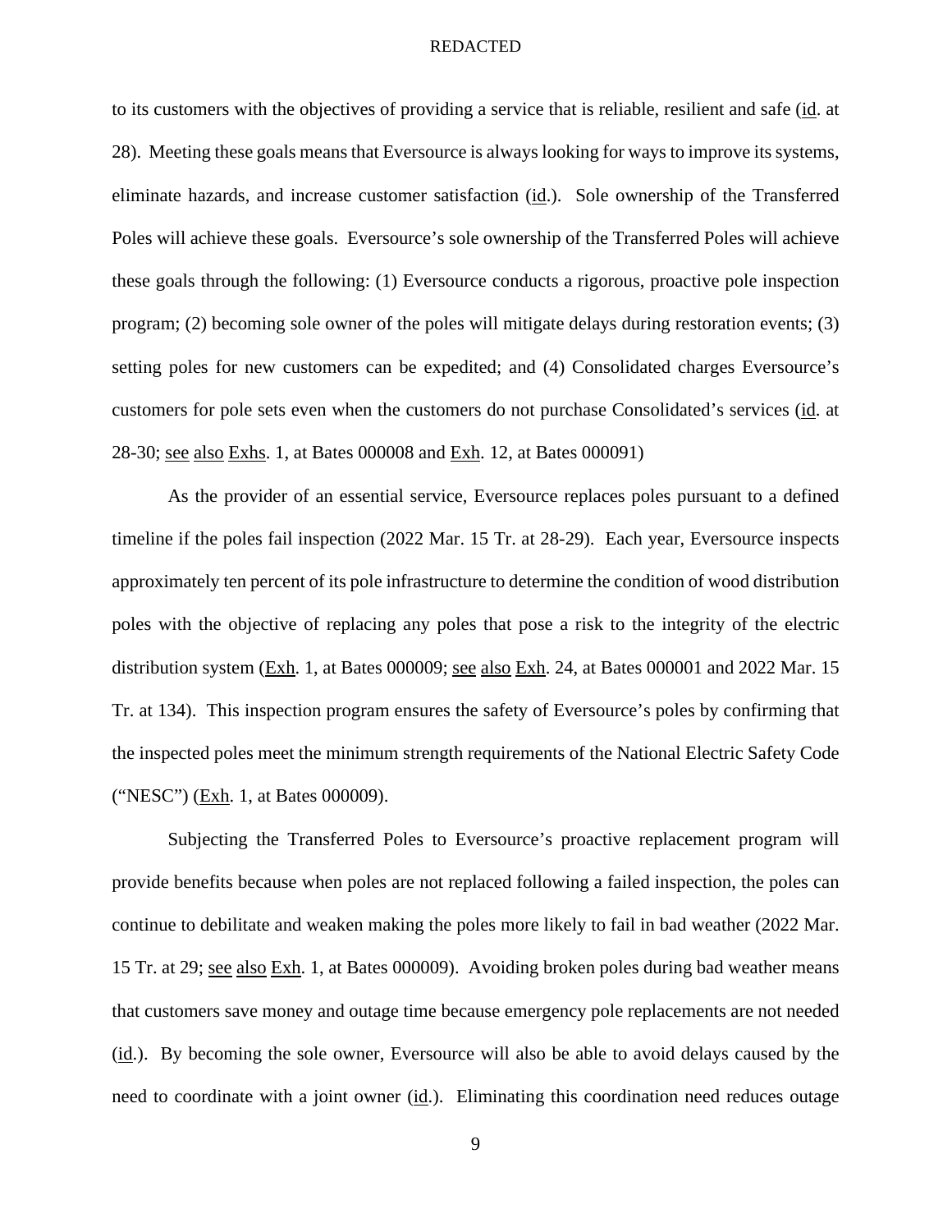to its customers with the objectives of providing a service that is reliable, resilient and safe (id. at 28). Meeting these goals means that Eversource is always looking for ways to improve its systems, eliminate hazards, and increase customer satisfaction (id.). Sole ownership of the Transferred Poles will achieve these goals. Eversource's sole ownership of the Transferred Poles will achieve these goals through the following: (1) Eversource conducts a rigorous, proactive pole inspection program; (2) becoming sole owner of the poles will mitigate delays during restoration events; (3) setting poles for new customers can be expedited; and (4) Consolidated charges Eversource's customers for pole sets even when the customers do not purchase Consolidated's services (id. at 28-30; see also Exhs. 1, at Bates 000008 and Exh. 12, at Bates 000091)

As the provider of an essential service, Eversource replaces poles pursuant to a defined timeline if the poles fail inspection (2022 Mar. 15 Tr. at 28-29). Each year, Eversource inspects approximately ten percent of its pole infrastructure to determine the condition of wood distribution poles with the objective of replacing any poles that pose a risk to the integrity of the electric distribution system (Exh. 1, at Bates 000009; see also Exh. 24, at Bates 000001 and 2022 Mar. 15 Tr. at 134). This inspection program ensures the safety of Eversource's poles by confirming that the inspected poles meet the minimum strength requirements of the National Electric Safety Code ("NESC") (Exh. 1, at Bates 000009).

Subjecting the Transferred Poles to Eversource's proactive replacement program will provide benefits because when poles are not replaced following a failed inspection, the poles can continue to debilitate and weaken making the poles more likely to fail in bad weather (2022 Mar. 15 Tr. at 29; see also Exh. 1, at Bates 000009). Avoiding broken poles during bad weather means that customers save money and outage time because emergency pole replacements are not needed (id.). By becoming the sole owner, Eversource will also be able to avoid delays caused by the need to coordinate with a joint owner (id.). Eliminating this coordination need reduces outage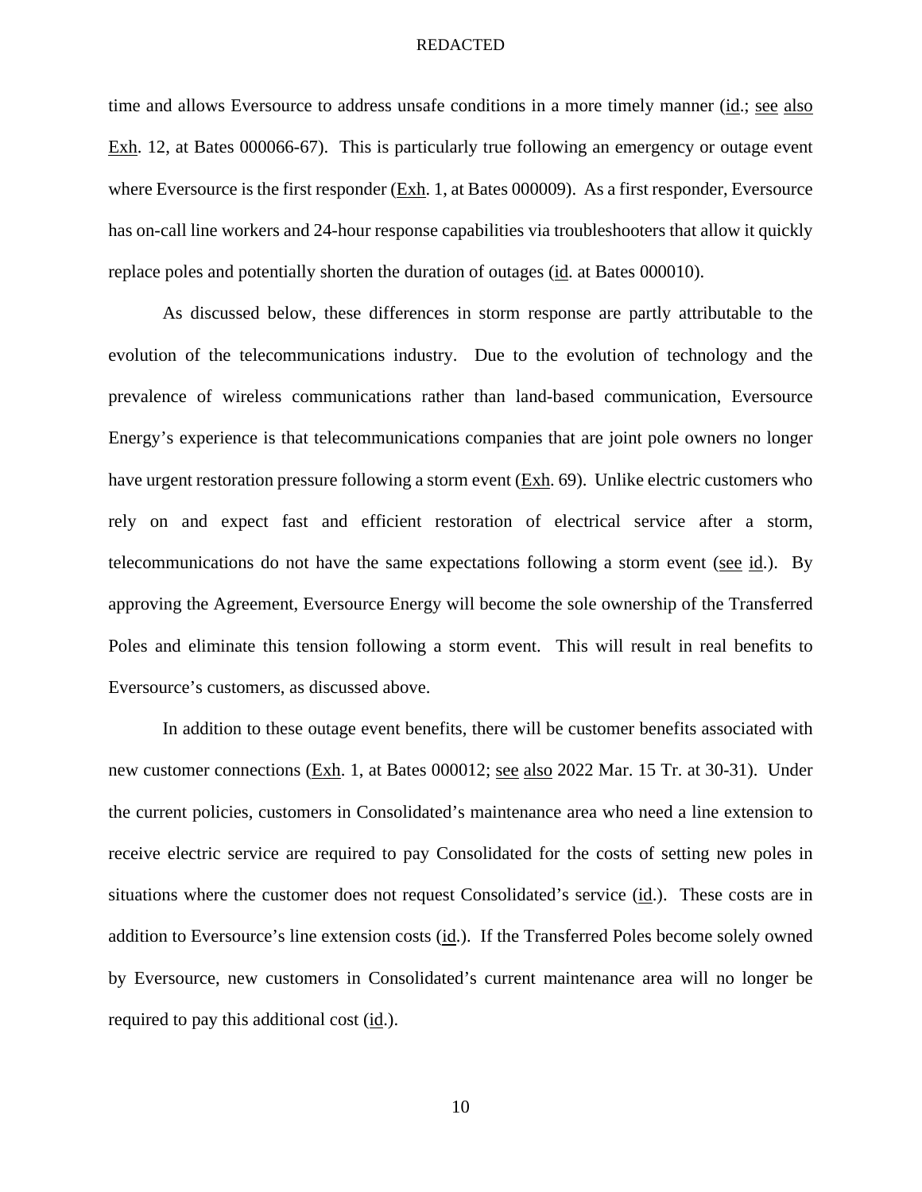time and allows Eversource to address unsafe conditions in a more timely manner (id.; see also Exh. 12, at Bates 000066-67). This is particularly true following an emergency or outage event where Eversource is the first responder (Exh. 1, at Bates 000009). As a first responder, Eversource has on-call line workers and 24-hour response capabilities via troubleshooters that allow it quickly replace poles and potentially shorten the duration of outages (id. at Bates 000010).

As discussed below, these differences in storm response are partly attributable to the evolution of the telecommunications industry. Due to the evolution of technology and the prevalence of wireless communications rather than land-based communication, Eversource Energy's experience is that telecommunications companies that are joint pole owners no longer have urgent restoration pressure following a storm event (Exh. 69). Unlike electric customers who rely on and expect fast and efficient restoration of electrical service after a storm, telecommunications do not have the same expectations following a storm event (see id.). By approving the Agreement, Eversource Energy will become the sole ownership of the Transferred Poles and eliminate this tension following a storm event. This will result in real benefits to Eversource's customers, as discussed above.

In addition to these outage event benefits, there will be customer benefits associated with new customer connections (Exh. 1, at Bates 000012; see also 2022 Mar. 15 Tr. at 30-31). Under the current policies, customers in Consolidated's maintenance area who need a line extension to receive electric service are required to pay Consolidated for the costs of setting new poles in situations where the customer does not request Consolidated's service (id.). These costs are in addition to Eversource's line extension costs (id.). If the Transferred Poles become solely owned by Eversource, new customers in Consolidated's current maintenance area will no longer be required to pay this additional cost (id.).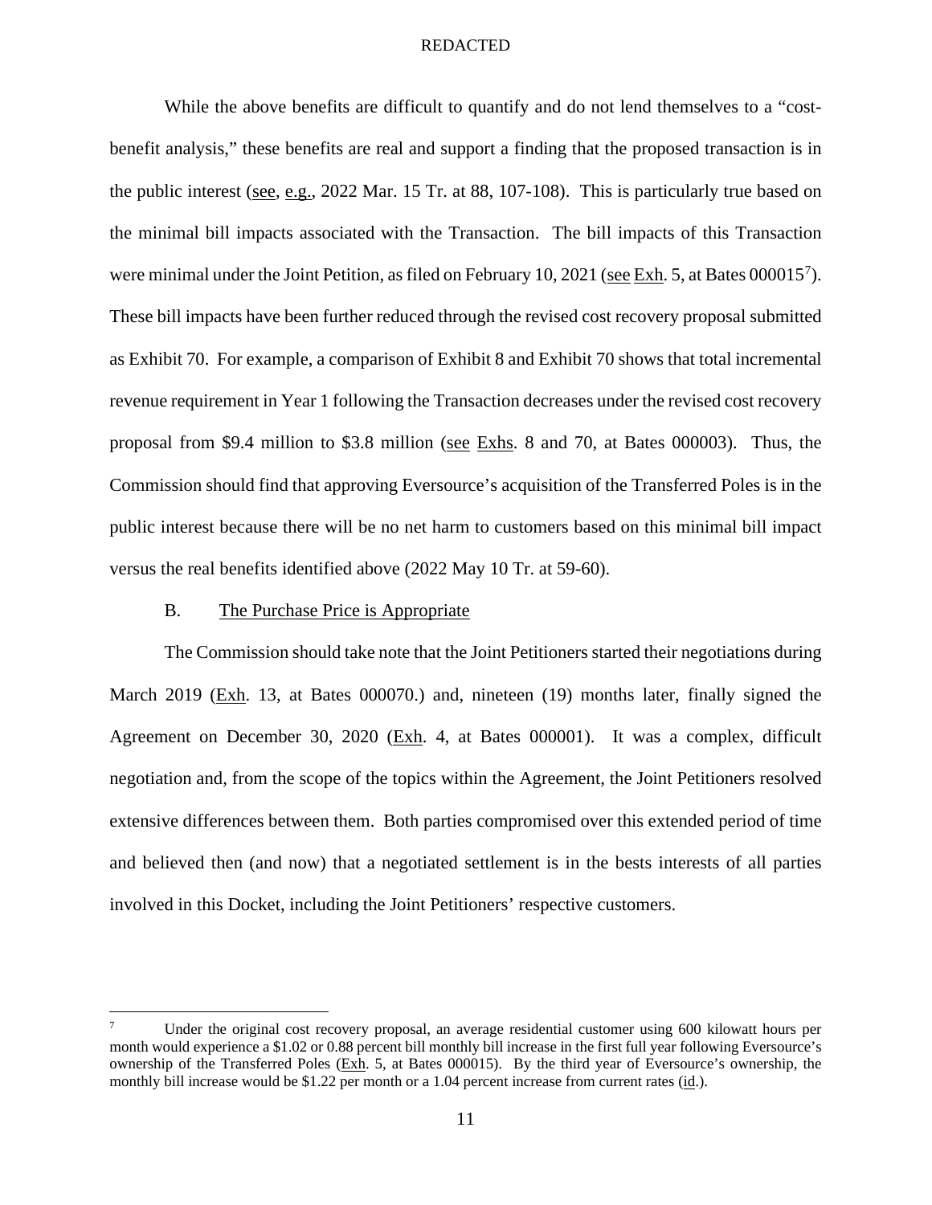While the above benefits are difficult to quantify and do not lend themselves to a "cost-benefit analysis," these benefits are real and support a finding that the proposed transaction is in the public interest (see, e.g., 2022 Mar. 15 Tr. at 88, 107-108). This is particularly true based on the minimal bill impacts associated with the Transaction. The bill impacts of this Transaction were minimal under the Joint Petition, as filed on February 10, 2021 (see Exh. 5, at Bates 000015[7]). These bill impacts have been further reduced through the revised cost recovery proposal submitted as Exhibit 70. For example, a comparison of Exhibit 8 and Exhibit 70 shows that total incremental revenue requirement in Year 1 following the Transaction decreases under the revised cost recovery proposal from $9.4 million to $3.8 million (see Exhs. 8 and 70, at Bates 000003). Thus, the Commission should find that approving Eversource's acquisition of the Transferred Poles is in the public interest because there will be no net harm to customers based on this minimal bill impact versus the real benefits identified above (2022 May 10 Tr. at 59-60).

B. The Purchase Price is Appropriate

The Commission should take note that the Joint Petitioners started their negotiations during March 2019 (Exh. 13, at Bates 000070.) and, nineteen (19) months later, finally signed the Agreement on December 30, 2020 (Exh. 4, at Bates 000001). It was a complex, difficult negotiation and, from the scope of the topics within the Agreement, the Joint Petitioners resolved extensive differences between them. Both parties compromised over this extended period of time and believed then (and now) that a negotiated settlement is in the bests interests of all parties involved in this Docket, including the Joint Petitioners' respective customers.

---

[7] Under the original cost recovery proposal, an average residential customer using 600 kilowatt hours per month would experience a $1.02 or 0.88 percent bill monthly bill increase in the first full year following Eversource's ownership of the Transferred Poles (Exh. 5, at Bates 000015). By the third year of Eversource's ownership, the monthly bill increase would be $1.22 per month or a 1.04 percent increase from current rates (id.).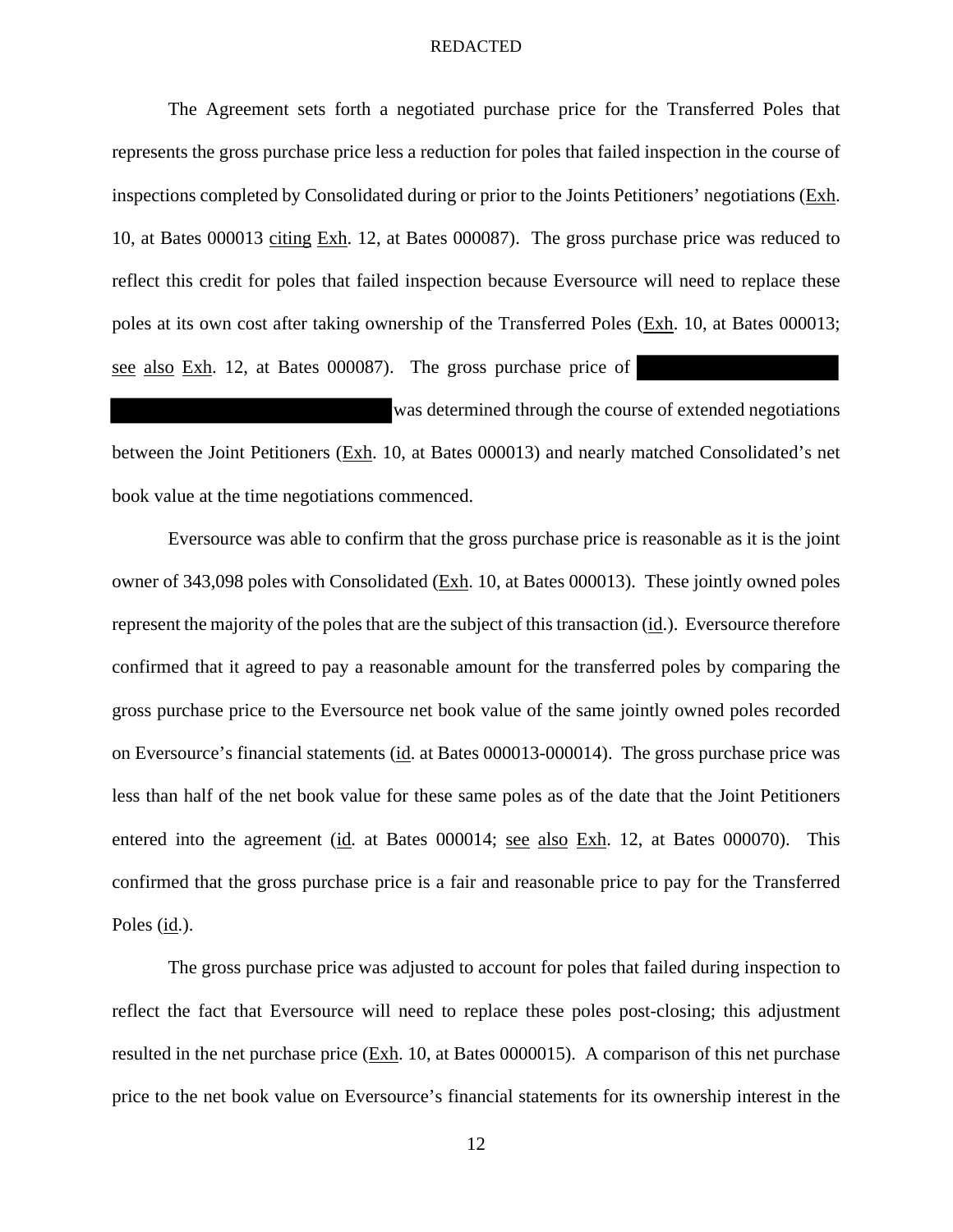The Agreement sets forth a negotiated purchase price for the Transferred Poles that represents the gross purchase price less a reduction for poles that failed inspection in the course of inspections completed by Consolidated during or prior to the Joints Petitioners' negotiations (Exh. 10, at Bates 000013 citing Exh. 12, at Bates 000087). The gross purchase price was reduced to reflect this credit for poles that failed inspection because Eversource will need to replace these poles at its own cost after taking ownership of the Transferred Poles (Exh. 10, at Bates 000013; see also Exh. 12, at Bates 000087). The gross purchase price of [REDACTED] was determined through the course of extended negotiations between the Joint Petitioners (Exh. 10, at Bates 000013) and nearly matched Consolidated's net book value at the time negotiations commenced.

Eversource was able to confirm that the gross purchase price is reasonable as it is the joint owner of 343,098 poles with Consolidated (Exh. 10, at Bates 000013). These jointly owned poles represent the majority of the poles that are the subject of this transaction (id.). Eversource therefore confirmed that it agreed to pay a reasonable amount for the transferred poles by comparing the gross purchase price to the Eversource net book value of the same jointly owned poles recorded on Eversource's financial statements (id. at Bates 000013-000014). The gross purchase price was less than half of the net book value for these same poles as of the date that the Joint Petitioners entered into the agreement (id. at Bates 000014; see also Exh. 12, at Bates 000070). This confirmed that the gross purchase price is a fair and reasonable price to pay for the Transferred Poles (id.).

The gross purchase price was adjusted to account for poles that failed during inspection to reflect the fact that Eversource will need to replace these poles post-closing; this adjustment resulted in the net purchase price (Exh. 10, at Bates 0000015). A comparison of this net purchase price to the net book value on Eversource's financial statements for its ownership interest in the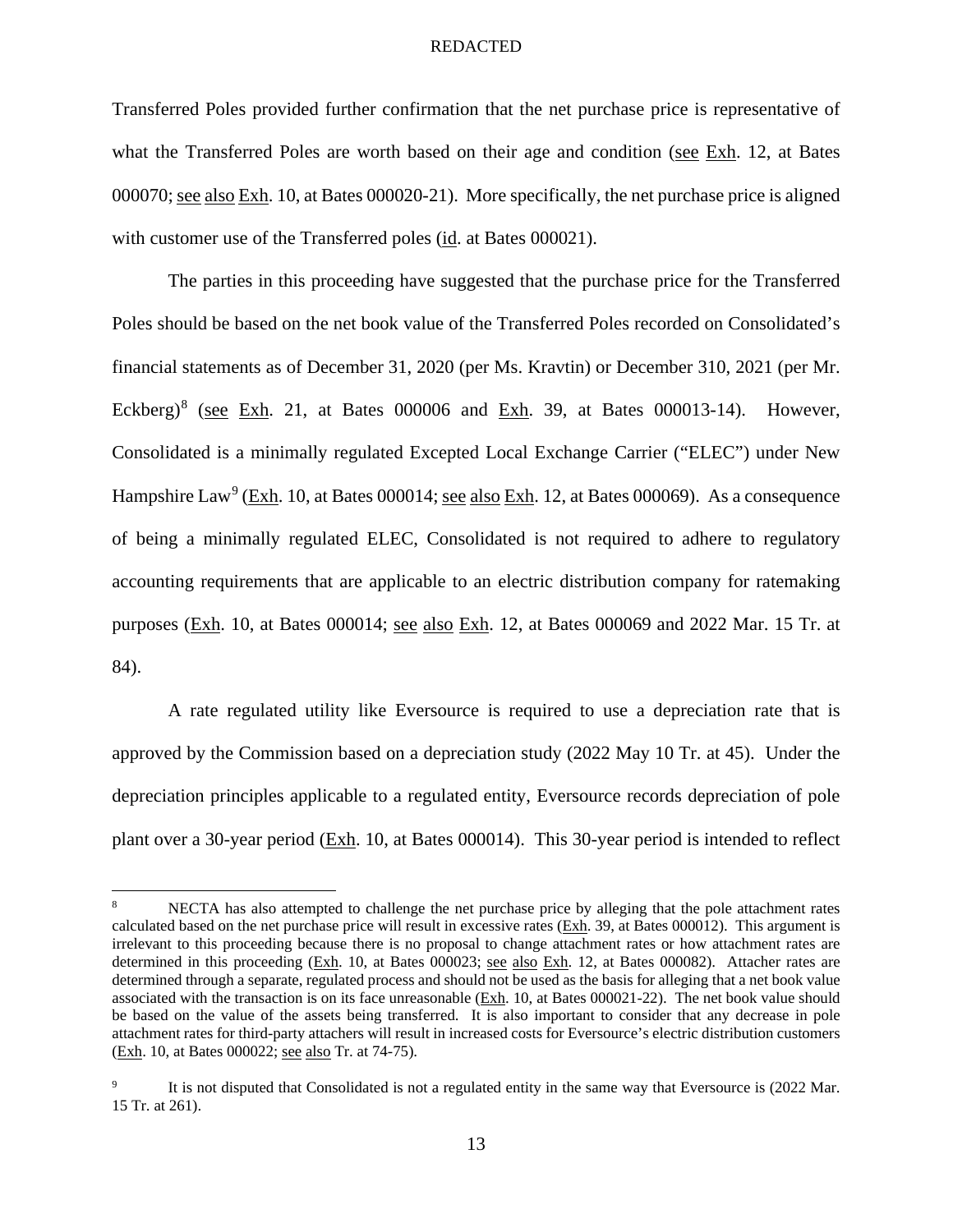Transferred Poles provided further confirmation that the net purchase price is representative of what the Transferred Poles are worth based on their age and condition (see Exh. 12, at Bates 000070; see also Exh. 10, at Bates 000020-21). More specifically, the net purchase price is aligned with customer use of the Transferred poles (id. at Bates 000021).

The parties in this proceeding have suggested that the purchase price for the Transferred Poles should be based on the net book value of the Transferred Poles recorded on Consolidated's financial statements as of December 31, 2020 (per Ms. Kravtin) or December 310, 2021 (per Mr. Eckberg)[8] (see Exh. 21, at Bates 000006 and Exh. 39, at Bates 000013-14). However, Consolidated is a minimally regulated Excepted Local Exchange Carrier ("ELEC") under New Hampshire Law[9] (Exh. 10, at Bates 000014; see also Exh. 12, at Bates 000069). As a consequence of being a minimally regulated ELEC, Consolidated is not required to adhere to regulatory accounting requirements that are applicable to an electric distribution company for ratemaking purposes (Exh. 10, at Bates 000014; see also Exh. 12, at Bates 000069 and 2022 Mar. 15 Tr. at 84).

A rate regulated utility like Eversource is required to use a depreciation rate that is approved by the Commission based on a depreciation study (2022 May 10 Tr. at 45). Under the depreciation principles applicable to a regulated entity, Eversource records depreciation of pole plant over a 30-year period (Exh. 10, at Bates 000014). This 30-year period is intended to reflect

---

[8] NECTA has also attempted to challenge the net purchase price by alleging that the pole attachment rates calculated based on the net purchase price will result in excessive rates (Exh. 39, at Bates 000012). This argument is irrelevant to this proceeding because there is no proposal to change attachment rates or how attachment rates are determined in this proceeding (Exh. 10, at Bates 000023; see also Exh. 12, at Bates 000082). Attacher rates are determined through a separate, regulated process and should not be used as the basis for alleging that a net book value associated with the transaction is on its face unreasonable (Exh. 10, at Bates 000021-22). The net book value should be based on the value of the assets being transferred. It is also important to consider that any decrease in pole attachment rates for third-party attachers will result in increased costs for Eversource's electric distribution customers (Exh. 10, at Bates 000022; see also Tr. at 74-75).

[9] It is not disputed that Consolidated is not a regulated entity in the same way that Eversource is (2022 Mar. 15 Tr. at 261).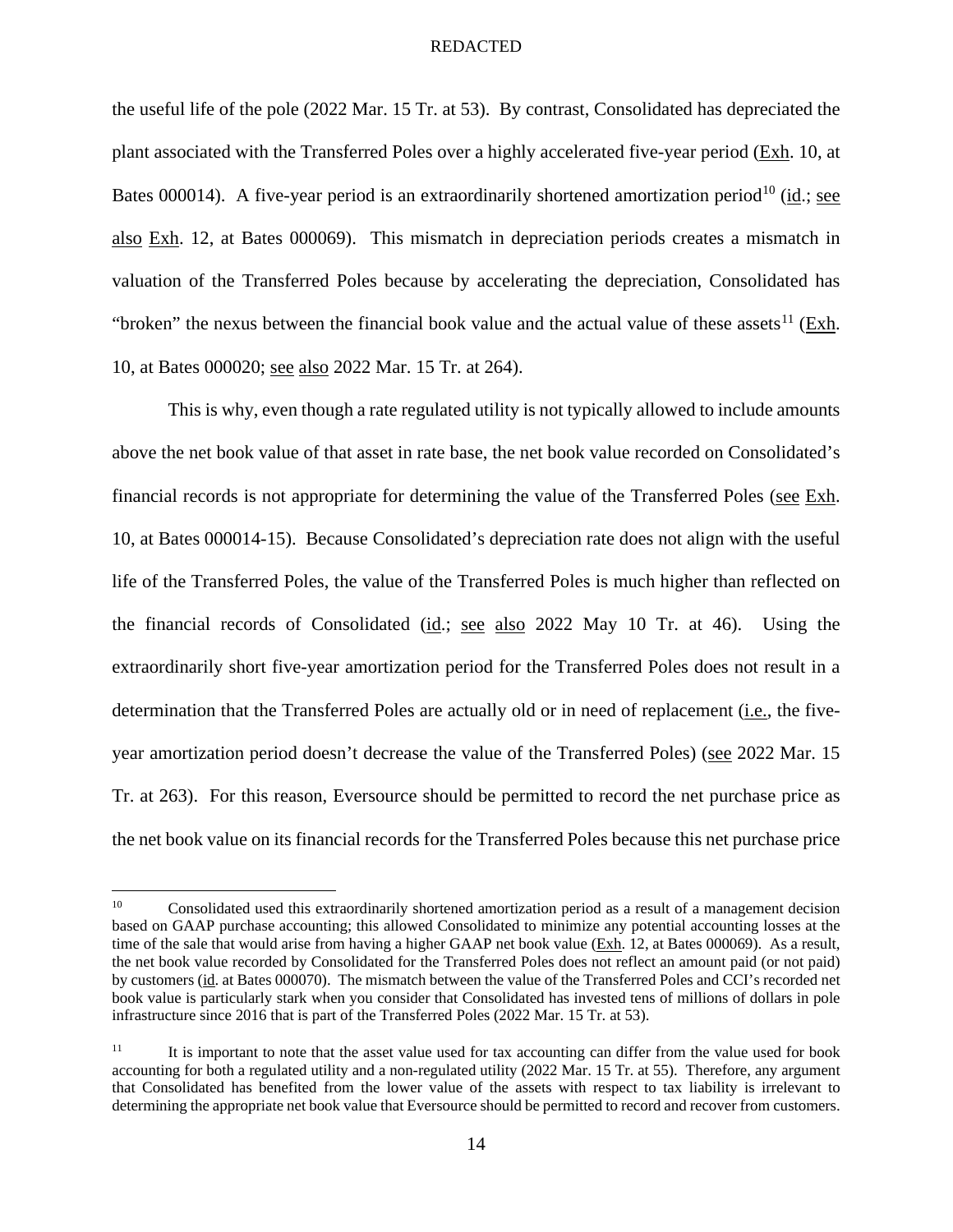the useful life of the pole (2022 Mar. 15 Tr. at 53). By contrast, Consolidated has depreciated the plant associated with the Transferred Poles over a highly accelerated five-year period (Exh. 10, at Bates 000014). A five-year period is an extraordinarily shortened amortization period[10] (id.; see also Exh. 12, at Bates 000069). This mismatch in depreciation periods creates a mismatch in valuation of the Transferred Poles because by accelerating the depreciation, Consolidated has "broken" the nexus between the financial book value and the actual value of these assets[11] (Exh. 10, at Bates 000020; see also 2022 Mar. 15 Tr. at 264).

This is why, even though a rate regulated utility is not typically allowed to include amounts above the net book value of that asset in rate base, the net book value recorded on Consolidated's financial records is not appropriate for determining the value of the Transferred Poles (see Exh. 10, at Bates 000014-15). Because Consolidated's depreciation rate does not align with the useful life of the Transferred Poles, the value of the Transferred Poles is much higher than reflected on the financial records of Consolidated (id.; see also 2022 May 10 Tr. at 46). Using the extraordinarily short five-year amortization period for the Transferred Poles does not result in a determination that the Transferred Poles are actually old or in need of replacement (i.e., the five-year amortization period doesn't decrease the value of the Transferred Poles) (see 2022 Mar. 15 Tr. at 263). For this reason, Eversource should be permitted to record the net purchase price as the net book value on its financial records for the Transferred Poles because this net purchase price

---

[10] Consolidated used this extraordinarily shortened amortization period as a result of a management decision based on GAAP purchase accounting; this allowed Consolidated to minimize any potential accounting losses at the time of the sale that would arise from having a higher GAAP net book value (Exh. 12, at Bates 000069). As a result, the net book value recorded by Consolidated for the Transferred Poles does not reflect an amount paid (or not paid) by customers (id. at Bates 000070). The mismatch between the value of the Transferred Poles and CCI's recorded net book value is particularly stark when you consider that Consolidated has invested tens of millions of dollars in pole infrastructure since 2016 that is part of the Transferred Poles (2022 Mar. 15 Tr. at 53).

[11] It is important to note that the asset value used for tax accounting can differ from the value used for book accounting for both a regulated utility and a non-regulated utility (2022 Mar. 15 Tr. at 55). Therefore, any argument that Consolidated has benefited from the lower value of the assets with respect to tax liability is irrelevant to determining the appropriate net book value that Eversource should be permitted to record and recover from customers.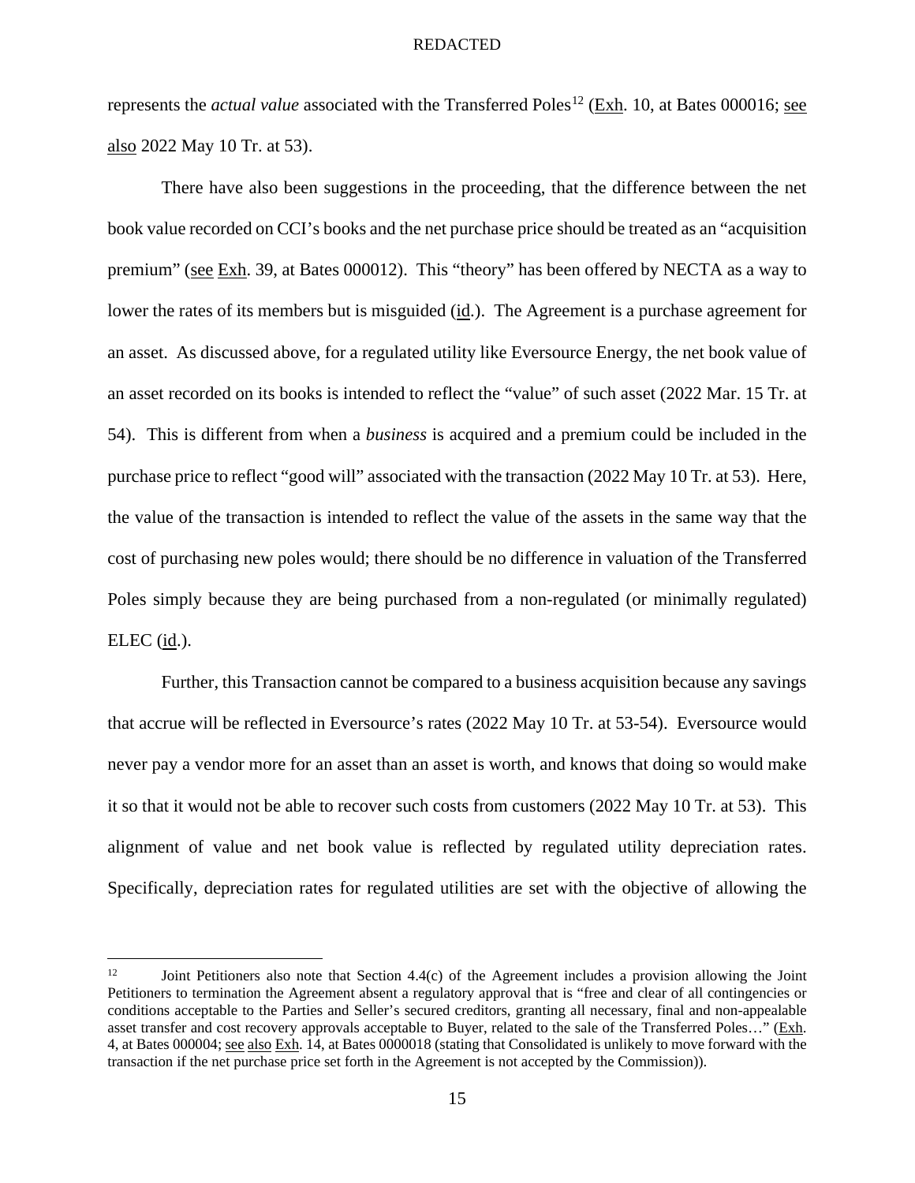represents the *actual value* associated with the Transferred Poles[12] (Exh. 10, at Bates 000016; see also 2022 May 10 Tr. at 53).

There have also been suggestions in the proceeding, that the difference between the net book value recorded on CCI's books and the net purchase price should be treated as an "acquisition premium" (see Exh. 39, at Bates 000012). This "theory" has been offered by NECTA as a way to lower the rates of its members but is misguided (id.). The Agreement is a purchase agreement for an asset. As discussed above, for a regulated utility like Eversource Energy, the net book value of an asset recorded on its books is intended to reflect the "value" of such asset (2022 Mar. 15 Tr. at 54). This is different from when a *business* is acquired and a premium could be included in the purchase price to reflect "good will" associated with the transaction (2022 May 10 Tr. at 53). Here, the value of the transaction is intended to reflect the value of the assets in the same way that the cost of purchasing new poles would; there should be no difference in valuation of the Transferred Poles simply because they are being purchased from a non-regulated (or minimally regulated) ELEC (id.).

Further, this Transaction cannot be compared to a business acquisition because any savings that accrue will be reflected in Eversource's rates (2022 May 10 Tr. at 53-54). Eversource would never pay a vendor more for an asset than an asset is worth, and knows that doing so would make it so that it would not be able to recover such costs from customers (2022 May 10 Tr. at 53). This alignment of value and net book value is reflected by regulated utility depreciation rates. Specifically, depreciation rates for regulated utilities are set with the objective of allowing the

---

[12] Joint Petitioners also note that Section 4.4(c) of the Agreement includes a provision allowing the Joint Petitioners to termination the Agreement absent a regulatory approval that is "free and clear of all contingencies or conditions acceptable to the Parties and Seller's secured creditors, granting all necessary, final and non-appealable asset transfer and cost recovery approvals acceptable to Buyer, related to the sale of the Transferred Poles…" (Exh. 4, at Bates 000004; see also Exh. 14, at Bates 0000018 (stating that Consolidated is unlikely to move forward with the transaction if the net purchase price set forth in the Agreement is not accepted by the Commission)).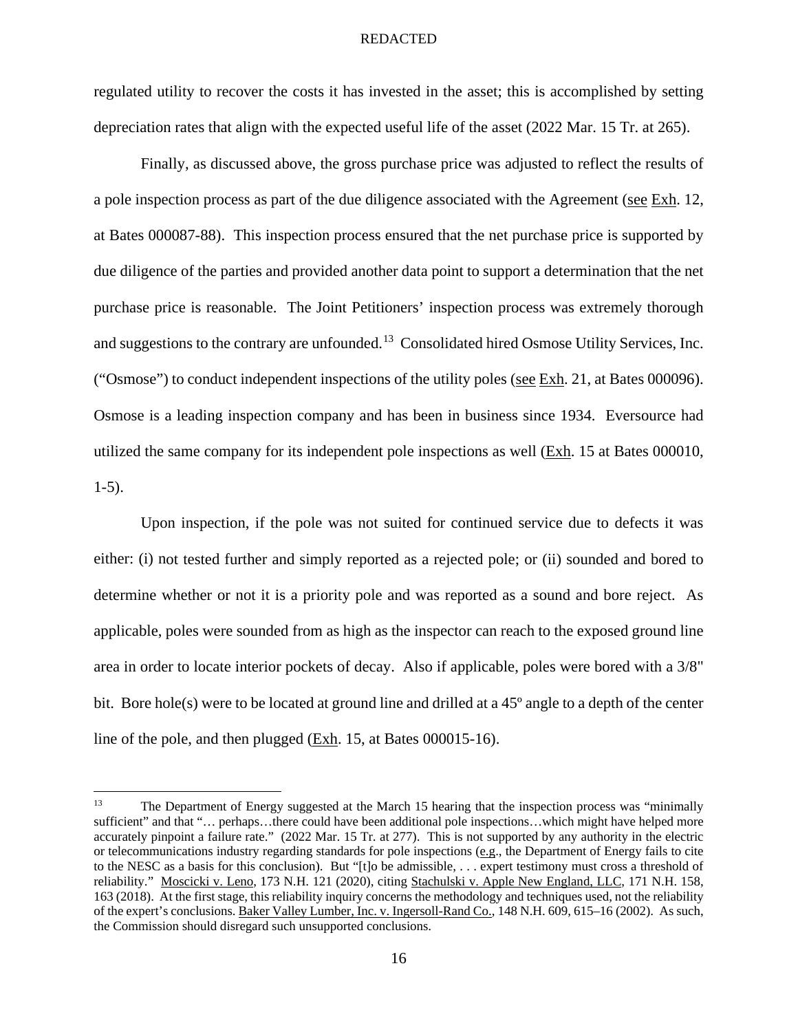regulated utility to recover the costs it has invested in the asset; this is accomplished by setting depreciation rates that align with the expected useful life of the asset (2022 Mar. 15 Tr. at 265).

Finally, as discussed above, the gross purchase price was adjusted to reflect the results of a pole inspection process as part of the due diligence associated with the Agreement (see Exh. 12, at Bates 000087-88). This inspection process ensured that the net purchase price is supported by due diligence of the parties and provided another data point to support a determination that the net purchase price is reasonable. The Joint Petitioners' inspection process was extremely thorough and suggestions to the contrary are unfounded.[13] Consolidated hired Osmose Utility Services, Inc. ("Osmose") to conduct independent inspections of the utility poles (see Exh. 21, at Bates 000096). Osmose is a leading inspection company and has been in business since 1934. Eversource had utilized the same company for its independent pole inspections as well (Exh. 15 at Bates 000010, 1-5).

Upon inspection, if the pole was not suited for continued service due to defects it was either: (i) not tested further and simply reported as a rejected pole; or (ii) sounded and bored to determine whether or not it is a priority pole and was reported as a sound and bore reject. As applicable, poles were sounded from as high as the inspector can reach to the exposed ground line area in order to locate interior pockets of decay. Also if applicable, poles were bored with a 3/8" bit. Bore hole(s) were to be located at ground line and drilled at a 45º angle to a depth of the center line of the pole, and then plugged (Exh. 15, at Bates 000015-16).

---

[13] The Department of Energy suggested at the March 15 hearing that the inspection process was "minimally sufficient" and that "… perhaps…there could have been additional pole inspections…which might have helped more accurately pinpoint a failure rate." (2022 Mar. 15 Tr. at 277). This is not supported by any authority in the electric or telecommunications industry regarding standards for pole inspections (e.g., the Department of Energy fails to cite to the NESC as a basis for this conclusion). But "[t]o be admissible, . . . expert testimony must cross a threshold of reliability." Moscicki v. Leno, 173 N.H. 121 (2020), citing Stachulski v. Apple New England, LLC, 171 N.H. 158, 163 (2018). At the first stage, this reliability inquiry concerns the methodology and techniques used, not the reliability of the expert's conclusions. Baker Valley Lumber, Inc. v. Ingersoll-Rand Co., 148 N.H. 609, 615–16 (2002). As such, the Commission should disregard such unsupported conclusions.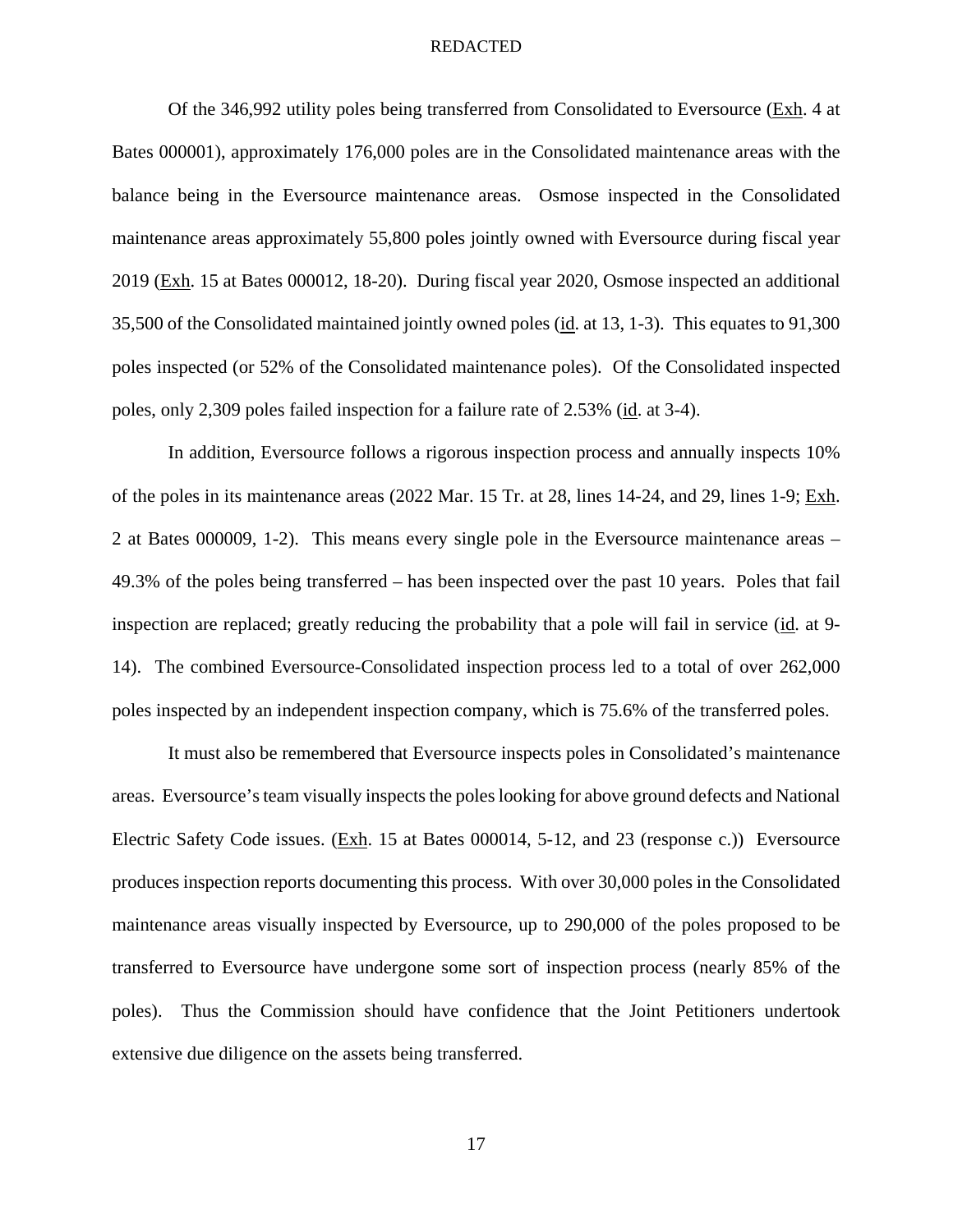Of the 346,992 utility poles being transferred from Consolidated to Eversource (Exh. 4 at Bates 000001), approximately 176,000 poles are in the Consolidated maintenance areas with the balance being in the Eversource maintenance areas. Osmose inspected in the Consolidated maintenance areas approximately 55,800 poles jointly owned with Eversource during fiscal year 2019 (Exh. 15 at Bates 000012, 18-20). During fiscal year 2020, Osmose inspected an additional 35,500 of the Consolidated maintained jointly owned poles (id. at 13, 1-3). This equates to 91,300 poles inspected (or 52% of the Consolidated maintenance poles). Of the Consolidated inspected poles, only 2,309 poles failed inspection for a failure rate of 2.53% (id. at 3-4).

In addition, Eversource follows a rigorous inspection process and annually inspects 10% of the poles in its maintenance areas (2022 Mar. 15 Tr. at 28, lines 14-24, and 29, lines 1-9; Exh. 2 at Bates 000009, 1-2). This means every single pole in the Eversource maintenance areas – 49.3% of the poles being transferred – has been inspected over the past 10 years. Poles that fail inspection are replaced; greatly reducing the probability that a pole will fail in service (id. at 9-14). The combined Eversource-Consolidated inspection process led to a total of over 262,000 poles inspected by an independent inspection company, which is 75.6% of the transferred poles.

It must also be remembered that Eversource inspects poles in Consolidated's maintenance areas. Eversource's team visually inspects the poles looking for above ground defects and National Electric Safety Code issues. (Exh. 15 at Bates 000014, 5-12, and 23 (response c.)) Eversource produces inspection reports documenting this process. With over 30,000 poles in the Consolidated maintenance areas visually inspected by Eversource, up to 290,000 of the poles proposed to be transferred to Eversource have undergone some sort of inspection process (nearly 85% of the poles). Thus the Commission should have confidence that the Joint Petitioners undertook extensive due diligence on the assets being transferred.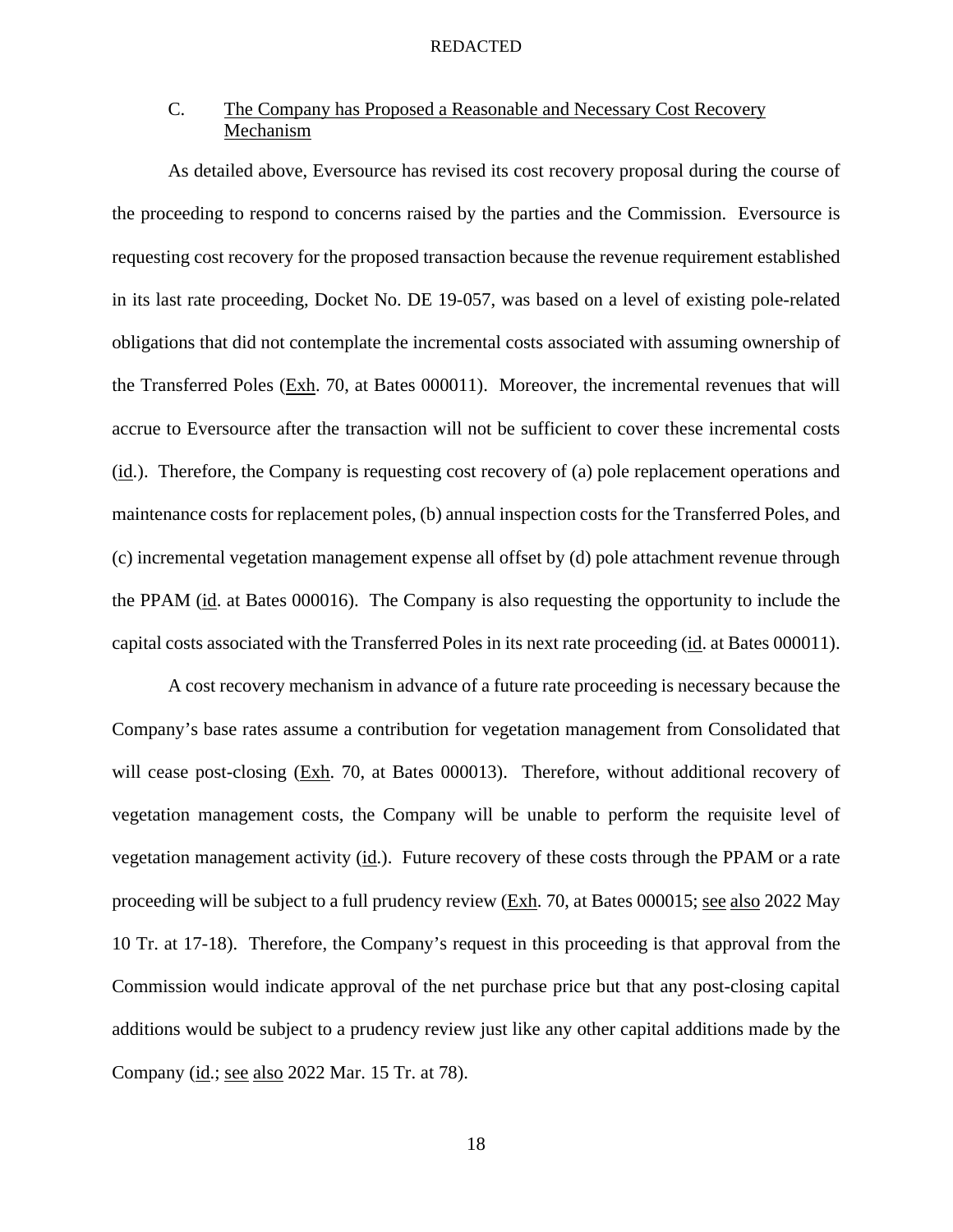REDACTED

### C. The Company has Proposed a Reasonable and Necessary Cost Recovery Mechanism

As detailed above, Eversource has revised its cost recovery proposal during the course of the proceeding to respond to concerns raised by the parties and the Commission. Eversource is requesting cost recovery for the proposed transaction because the revenue requirement established in its last rate proceeding, Docket No. DE 19-057, was based on a level of existing pole-related obligations that did not contemplate the incremental costs associated with assuming ownership of the Transferred Poles (Exh. 70, at Bates 000011). Moreover, the incremental revenues that will accrue to Eversource after the transaction will not be sufficient to cover these incremental costs (id.). Therefore, the Company is requesting cost recovery of (a) pole replacement operations and maintenance costs for replacement poles, (b) annual inspection costs for the Transferred Poles, and (c) incremental vegetation management expense all offset by (d) pole attachment revenue through the PPAM (id. at Bates 000016). The Company is also requesting the opportunity to include the capital costs associated with the Transferred Poles in its next rate proceeding (id. at Bates 000011).

A cost recovery mechanism in advance of a future rate proceeding is necessary because the Company's base rates assume a contribution for vegetation management from Consolidated that will cease post-closing (Exh. 70, at Bates 000013). Therefore, without additional recovery of vegetation management costs, the Company will be unable to perform the requisite level of vegetation management activity (id.). Future recovery of these costs through the PPAM or a rate proceeding will be subject to a full prudency review (Exh. 70, at Bates 000015; see also 2022 May 10 Tr. at 17-18). Therefore, the Company's request in this proceeding is that approval from the Commission would indicate approval of the net purchase price but that any post-closing capital additions would be subject to a prudency review just like any other capital additions made by the Company (id.; see also 2022 Mar. 15 Tr. at 78).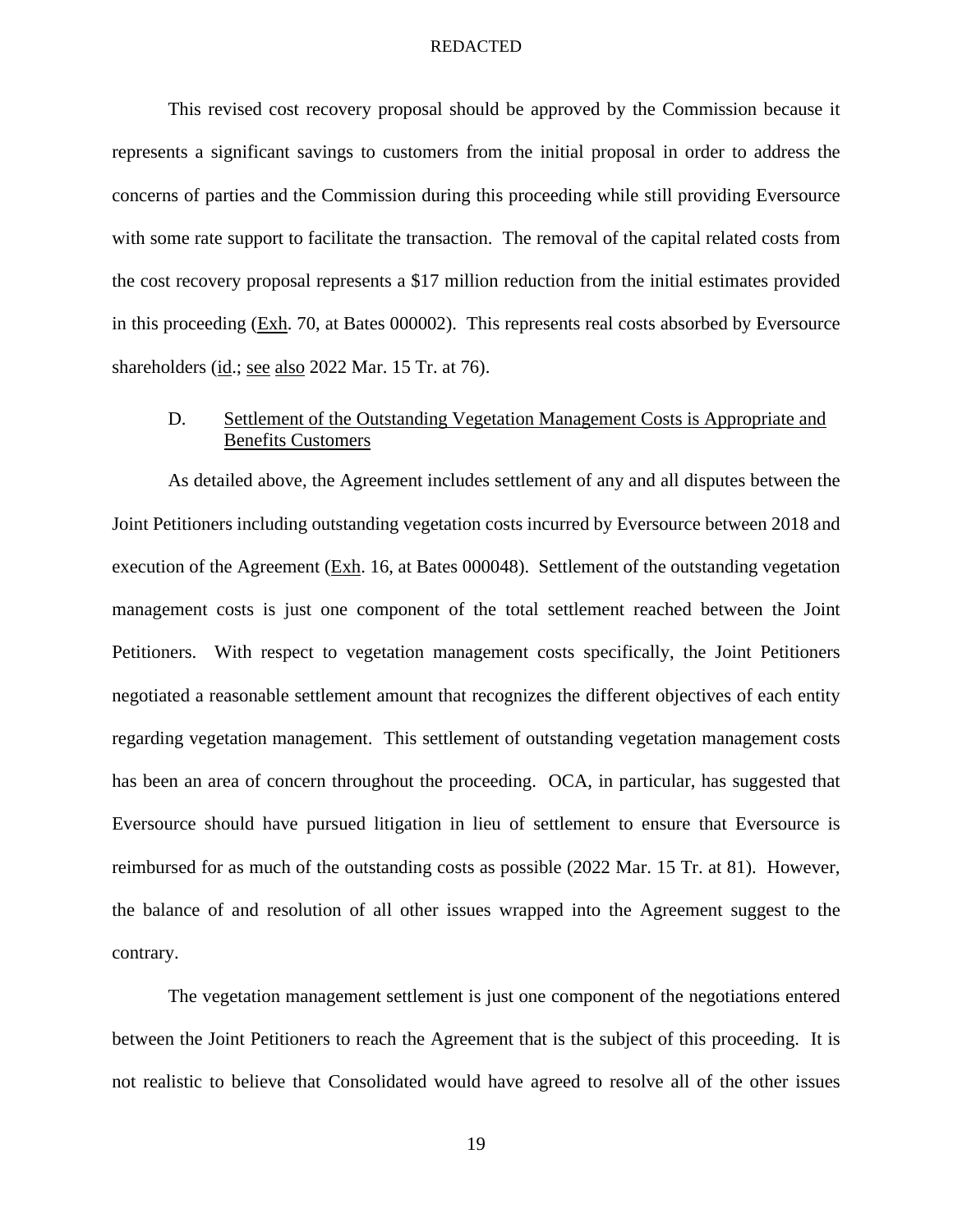This revised cost recovery proposal should be approved by the Commission because it represents a significant savings to customers from the initial proposal in order to address the concerns of parties and the Commission during this proceeding while still providing Eversource with some rate support to facilitate the transaction. The removal of the capital related costs from the cost recovery proposal represents a $17 million reduction from the initial estimates provided in this proceeding (Exh. 70, at Bates 000002). This represents real costs absorbed by Eversource shareholders (id.; see also 2022 Mar. 15 Tr. at 76).

### D. Settlement of the Outstanding Vegetation Management Costs is Appropriate and Benefits Customers

As detailed above, the Agreement includes settlement of any and all disputes between the Joint Petitioners including outstanding vegetation costs incurred by Eversource between 2018 and execution of the Agreement (Exh. 16, at Bates 000048). Settlement of the outstanding vegetation management costs is just one component of the total settlement reached between the Joint Petitioners. With respect to vegetation management costs specifically, the Joint Petitioners negotiated a reasonable settlement amount that recognizes the different objectives of each entity regarding vegetation management. This settlement of outstanding vegetation management costs has been an area of concern throughout the proceeding. OCA, in particular, has suggested that Eversource should have pursued litigation in lieu of settlement to ensure that Eversource is reimbursed for as much of the outstanding costs as possible (2022 Mar. 15 Tr. at 81). However, the balance of and resolution of all other issues wrapped into the Agreement suggest to the contrary.

The vegetation management settlement is just one component of the negotiations entered between the Joint Petitioners to reach the Agreement that is the subject of this proceeding. It is not realistic to believe that Consolidated would have agreed to resolve all of the other issues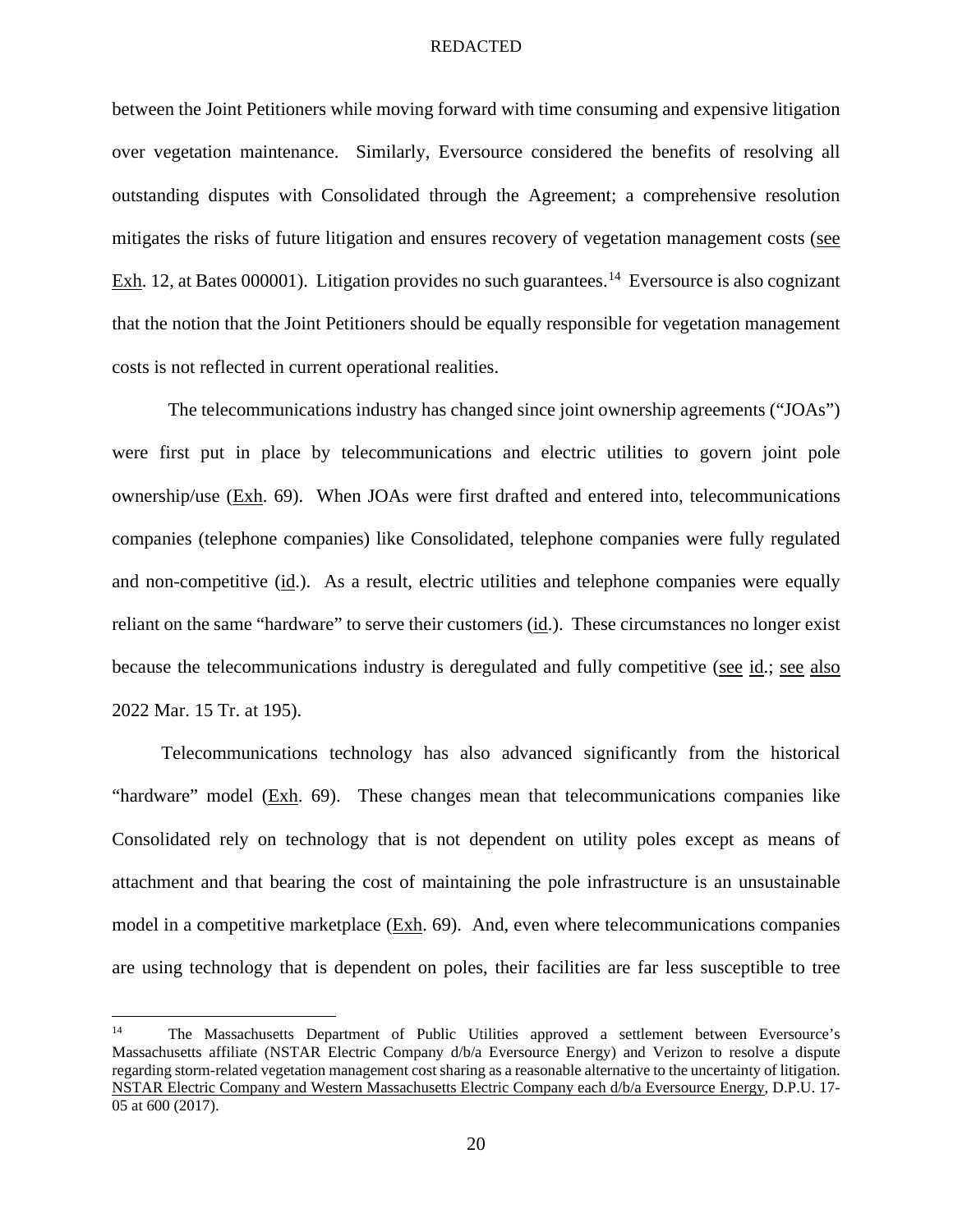between the Joint Petitioners while moving forward with time consuming and expensive litigation over vegetation maintenance. Similarly, Eversource considered the benefits of resolving all outstanding disputes with Consolidated through the Agreement; a comprehensive resolution mitigates the risks of future litigation and ensures recovery of vegetation management costs (see Exh. 12, at Bates 000001). Litigation provides no such guarantees.[14] Eversource is also cognizant that the notion that the Joint Petitioners should be equally responsible for vegetation management costs is not reflected in current operational realities.

The telecommunications industry has changed since joint ownership agreements ("JOAs") were first put in place by telecommunications and electric utilities to govern joint pole ownership/use (Exh. 69). When JOAs were first drafted and entered into, telecommunications companies (telephone companies) like Consolidated, telephone companies were fully regulated and non-competitive (id.). As a result, electric utilities and telephone companies were equally reliant on the same "hardware" to serve their customers (id.). These circumstances no longer exist because the telecommunications industry is deregulated and fully competitive (see id.; see also 2022 Mar. 15 Tr. at 195).

Telecommunications technology has also advanced significantly from the historical "hardware" model (Exh. 69). These changes mean that telecommunications companies like Consolidated rely on technology that is not dependent on utility poles except as means of attachment and that bearing the cost of maintaining the pole infrastructure is an unsustainable model in a competitive marketplace (Exh. 69). And, even where telecommunications companies are using technology that is dependent on poles, their facilities are far less susceptible to tree

---

[14] The Massachusetts Department of Public Utilities approved a settlement between Eversource's Massachusetts affiliate (NSTAR Electric Company d/b/a Eversource Energy) and Verizon to resolve a dispute regarding storm-related vegetation management cost sharing as a reasonable alternative to the uncertainty of litigation. NSTAR Electric Company and Western Massachusetts Electric Company each d/b/a Eversource Energy, D.P.U. 17-05 at 600 (2017).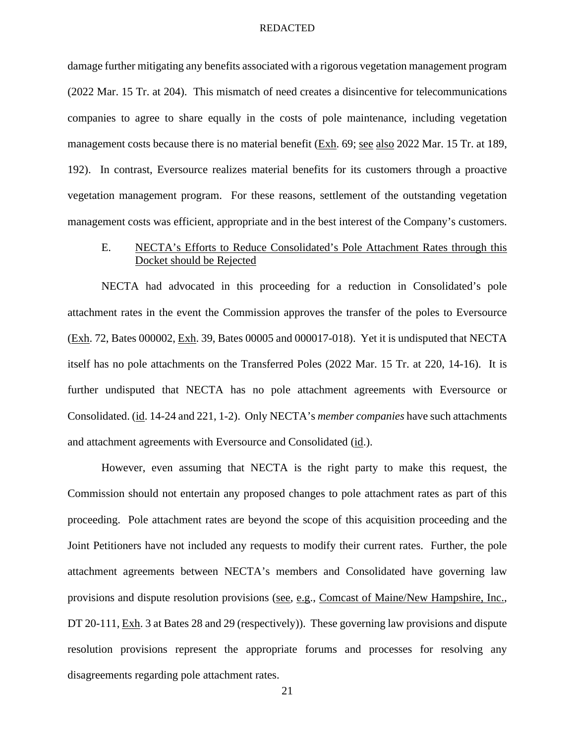damage further mitigating any benefits associated with a rigorous vegetation management program (2022 Mar. 15 Tr. at 204). This mismatch of need creates a disincentive for telecommunications companies to agree to share equally in the costs of pole maintenance, including vegetation management costs because there is no material benefit (Exh. 69; see also 2022 Mar. 15 Tr. at 189, 192). In contrast, Eversource realizes material benefits for its customers through a proactive vegetation management program. For these reasons, settlement of the outstanding vegetation management costs was efficient, appropriate and in the best interest of the Company's customers.

### E. NECTA's Efforts to Reduce Consolidated's Pole Attachment Rates through this Docket should be Rejected

NECTA had advocated in this proceeding for a reduction in Consolidated's pole attachment rates in the event the Commission approves the transfer of the poles to Eversource (Exh. 72, Bates 000002, Exh. 39, Bates 00005 and 000017-018). Yet it is undisputed that NECTA itself has no pole attachments on the Transferred Poles (2022 Mar. 15 Tr. at 220, 14-16). It is further undisputed that NECTA has no pole attachment agreements with Eversource or Consolidated. (id. 14-24 and 221, 1-2). Only NECTA's *member companies* have such attachments and attachment agreements with Eversource and Consolidated (id.).

However, even assuming that NECTA is the right party to make this request, the Commission should not entertain any proposed changes to pole attachment rates as part of this proceeding. Pole attachment rates are beyond the scope of this acquisition proceeding and the Joint Petitioners have not included any requests to modify their current rates. Further, the pole attachment agreements between NECTA's members and Consolidated have governing law provisions and dispute resolution provisions (see, e.g., Comcast of Maine/New Hampshire, Inc., DT 20-111, Exh. 3 at Bates 28 and 29 (respectively)). These governing law provisions and dispute resolution provisions represent the appropriate forums and processes for resolving any disagreements regarding pole attachment rates.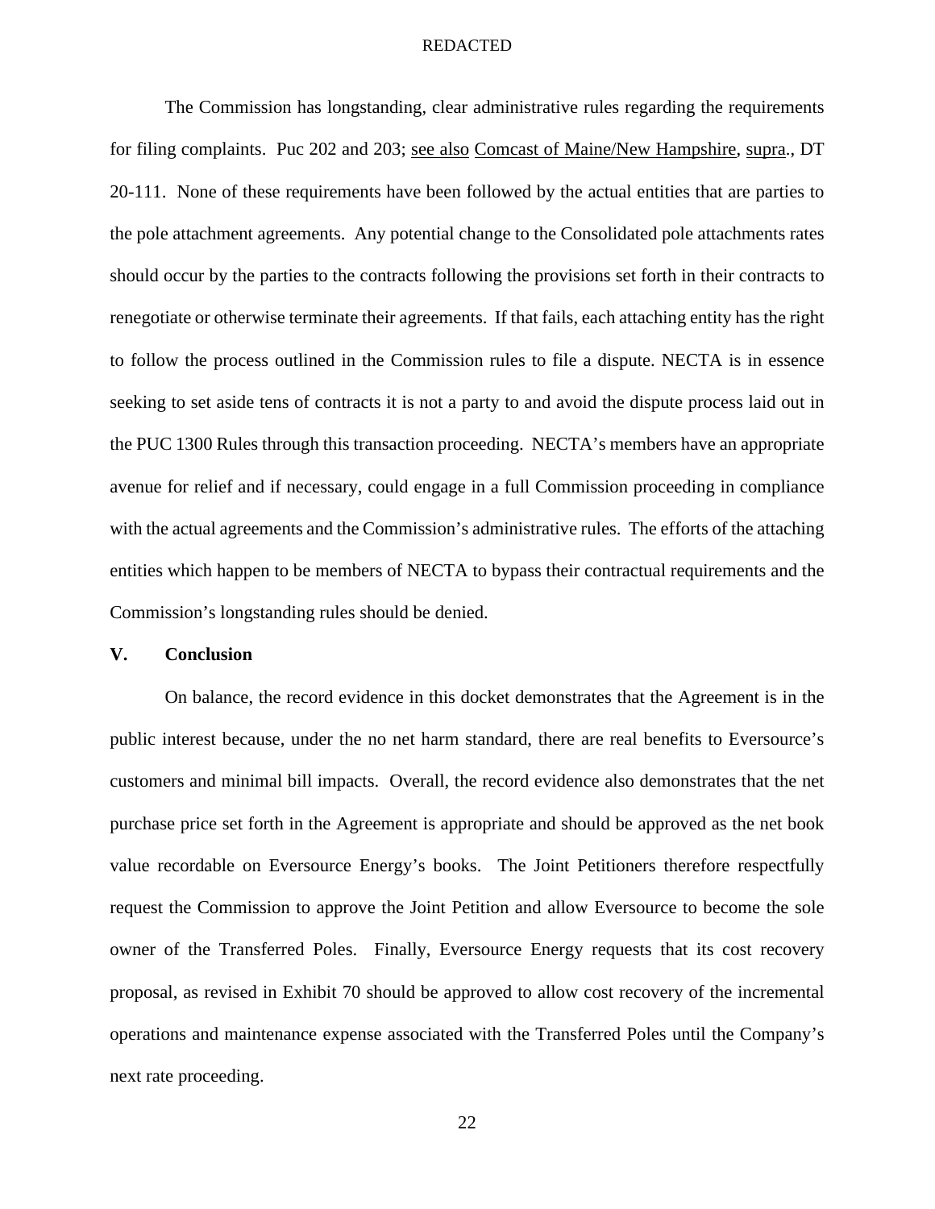The Commission has longstanding, clear administrative rules regarding the requirements for filing complaints. Puc 202 and 203; see also Comcast of Maine/New Hampshire, supra., DT 20-111. None of these requirements have been followed by the actual entities that are parties to the pole attachment agreements. Any potential change to the Consolidated pole attachments rates should occur by the parties to the contracts following the provisions set forth in their contracts to renegotiate or otherwise terminate their agreements. If that fails, each attaching entity has the right to follow the process outlined in the Commission rules to file a dispute. NECTA is in essence seeking to set aside tens of contracts it is not a party to and avoid the dispute process laid out in the PUC 1300 Rules through this transaction proceeding. NECTA's members have an appropriate avenue for relief and if necessary, could engage in a full Commission proceeding in compliance with the actual agreements and the Commission's administrative rules. The efforts of the attaching entities which happen to be members of NECTA to bypass their contractual requirements and the Commission's longstanding rules should be denied.

## V. Conclusion

On balance, the record evidence in this docket demonstrates that the Agreement is in the public interest because, under the no net harm standard, there are real benefits to Eversource's customers and minimal bill impacts. Overall, the record evidence also demonstrates that the net purchase price set forth in the Agreement is appropriate and should be approved as the net book value recordable on Eversource Energy's books. The Joint Petitioners therefore respectfully request the Commission to approve the Joint Petition and allow Eversource to become the sole owner of the Transferred Poles. Finally, Eversource Energy requests that its cost recovery proposal, as revised in Exhibit 70 should be approved to allow cost recovery of the incremental operations and maintenance expense associated with the Transferred Poles until the Company's next rate proceeding.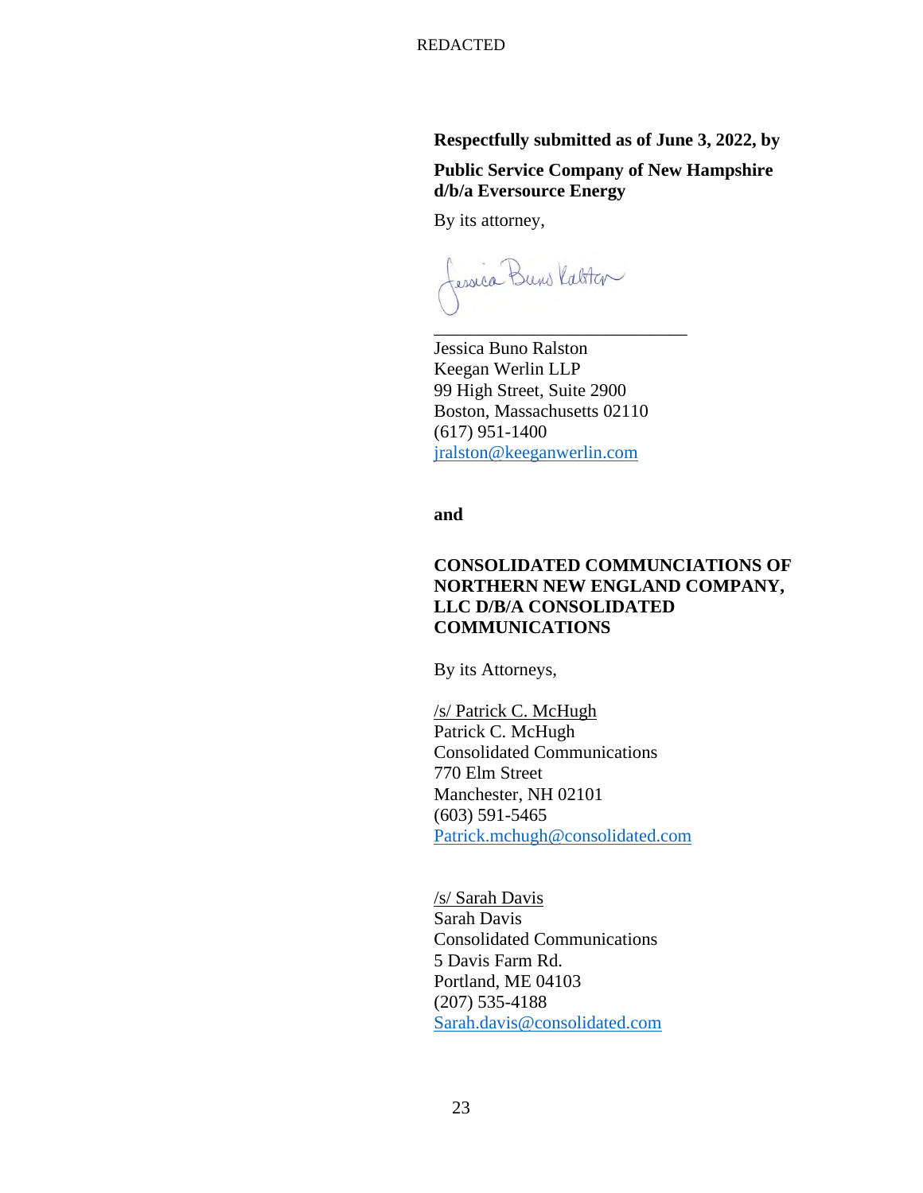REDACTED

**Respectfully submitted as of June 3, 2022, by**

**Public Service Company of New Hampshire d/b/a Eversource Energy**

By its attorney,

\_\_\_\_\_\_\_\_\_\_\_\_\_\_\_\_\_\_\_\_\_\_\_\_\_\_\_\_\_\_

Jessica Buno Ralston
Keegan Werlin LLP
99 High Street, Suite 2900
Boston, Massachusetts 02110
(617) 951-1400
jralston@keeganwerlin.com

**and**

**CONSOLIDATED COMMUNCIATIONS OF NORTHERN NEW ENGLAND COMPANY, LLC D/B/A CONSOLIDATED COMMUNICATIONS**

By its Attorneys,

/s/ Patrick C. McHugh
Patrick C. McHugh
Consolidated Communications
770 Elm Street
Manchester, NH 02101
(603) 591-5465
Patrick.mchugh@consolidated.com

/s/ Sarah Davis
Sarah Davis
Consolidated Communications
5 Davis Farm Rd.
Portland, ME 04103
(207) 535-4188
Sarah.davis@consolidated.com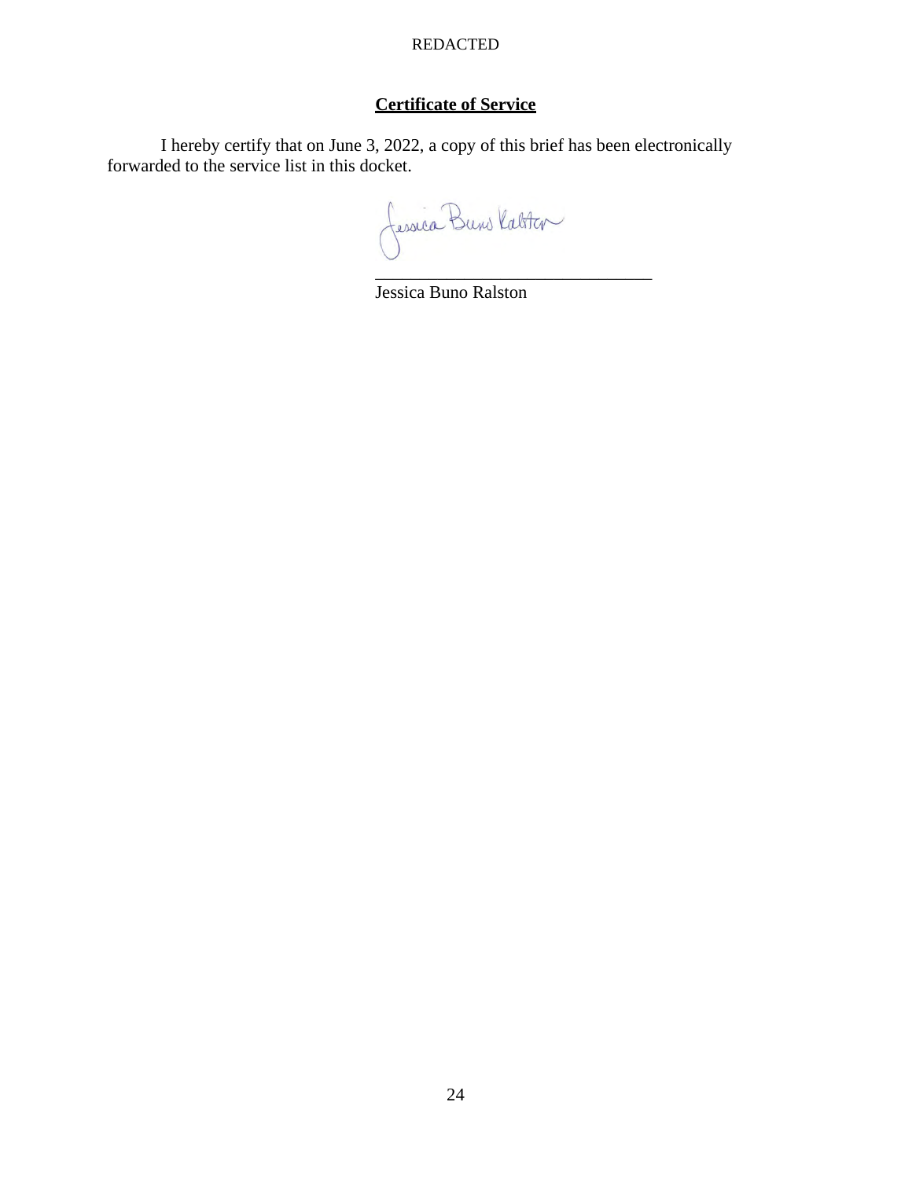REDACTED

**Certificate of Service**

I hereby certify that on June 3, 2022, a copy of this brief has been electronically forwarded to the service list in this docket.

\_\_\_\_\_\_\_\_\_\_\_\_\_\_\_\_\_\_\_\_\_\_\_\_\_\_\_\_\_\_\_\_
Jessica Buno Ralston